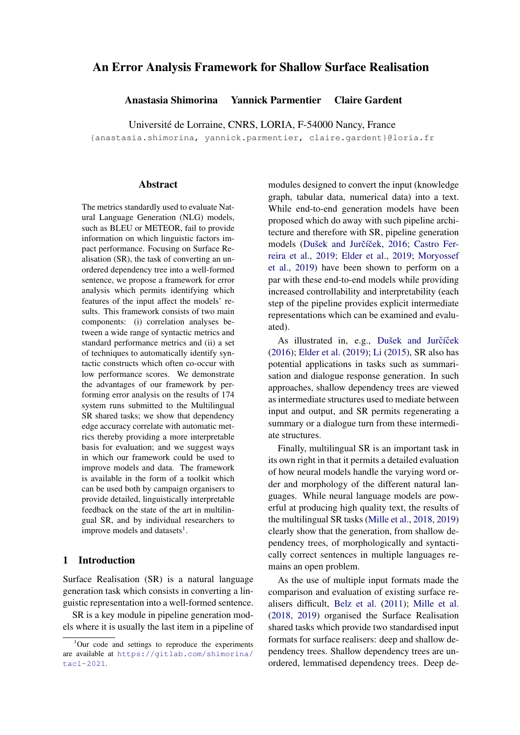# An Error Analysis Framework for Shallow Surface Realisation

**Anastasia Shimorina  Yannick Parmentier  Claire Gardent**

Université de Lorraine, CNRS, LORIA, F-54000 Nancy, France

{anastasia.shimorina, yannick.parmentier, claire.gardent}@loria.fr

## Abstract

The metrics standardly used to evaluate Natural Language Generation (NLG) models, such as BLEU or METEOR, fail to provide information on which linguistic factors impact performance. Focusing on Surface Realisation (SR), the task of converting an unordered dependency tree into a well-formed sentence, we propose a framework for error analysis which permits identifying which features of the input affect the models' results. This framework consists of two main components: (i) correlation analyses between a wide range of syntactic metrics and standard performance metrics and (ii) a set of techniques to automatically identify syntactic constructs which often co-occur with low performance scores. We demonstrate the advantages of our framework by performing error analysis on the results of 174 system runs submitted to the Multilingual SR shared tasks; we show that dependency edge accuracy correlate with automatic metrics thereby providing a more interpretable basis for evaluation; and we suggest ways in which our framework could be used to improve models and data. The framework is available in the form of a toolkit which can be used both by campaign organisers to provide detailed, linguistically interpretable feedback on the state of the art in multilingual SR, and by individual researchers to improve models and datasets[1].

## 1 Introduction

Surface Realisation (SR) is a natural language generation task which consists in converting a linguistic representation into a well-formed sentence.

SR is a key module in pipeline generation models where it is usually the last item in a pipeline of modules designed to convert the input (knowledge graph, tabular data, numerical data) into a text. While end-to-end generation models have been proposed which do away with such pipeline architecture and therefore with SR, pipeline generation models (Dušek and Jurčíček, 2016; Castro Ferreira et al., 2019; Elder et al., 2019; Moryossef et al., 2019) have been shown to perform on a par with these end-to-end models while providing increased controllability and interpretability (each step of the pipeline provides explicit intermediate representations which can be examined and evaluated).

As illustrated in, e.g., Dušek and Jurčíček (2016); Elder et al. (2019); Li (2015), SR also has potential applications in tasks such as summarisation and dialogue response generation. In such approaches, shallow dependency trees are viewed as intermediate structures used to mediate between input and output, and SR permits regenerating a summary or a dialogue turn from these intermediate structures.

Finally, multilingual SR is an important task in its own right in that it permits a detailed evaluation of how neural models handle the varying word order and morphology of the different natural languages. While neural language models are powerful at producing high quality text, the results of the multilingual SR tasks (Mille et al., 2018, 2019) clearly show that the generation, from shallow dependency trees, of morphologically and syntactically correct sentences in multiple languages remains an open problem.

As the use of multiple input formats made the comparison and evaluation of existing surface realisers difficult, Belz et al. (2011); Mille et al. (2018, 2019) organised the Surface Realisation shared tasks which provide two standardised input formats for surface realisers: deep and shallow dependency trees. Shallow dependency trees are unordered, lemmatised dependency trees. Deep de-

[1] Our code and settings to reproduce the experiments are available at https://gitlab.com/shimorina/tacl-2021.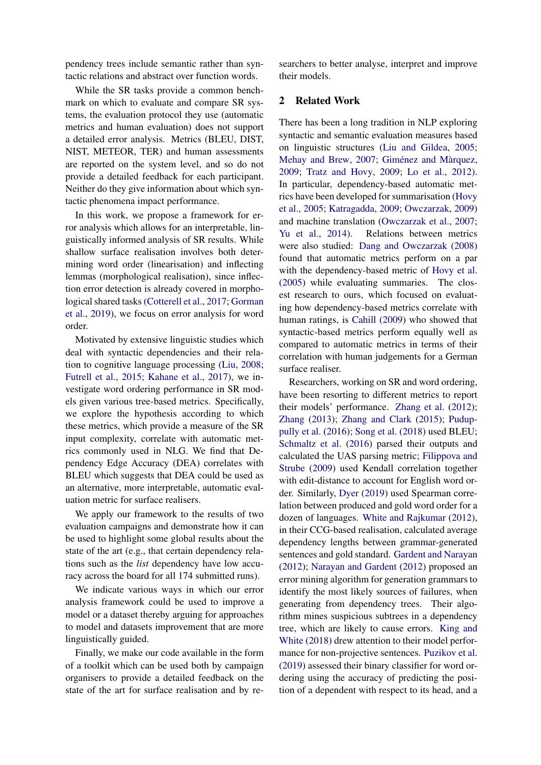pendency trees include semantic rather than syntactic relations and abstract over function words.

While the SR tasks provide a common benchmark on which to evaluate and compare SR systems, the evaluation protocol they use (automatic metrics and human evaluation) does not support a detailed error analysis. Metrics (BLEU, DIST, NIST, METEOR, TER) and human assessments are reported on the system level, and so do not provide a detailed feedback for each participant. Neither do they give information about which syntactic phenomena impact performance.

In this work, we propose a framework for error analysis which allows for an interpretable, linguistically informed analysis of SR results. While shallow surface realisation involves both determining word order (linearisation) and inflecting lemmas (morphological realisation), since inflection error detection is already covered in morphological shared tasks (Cotterell et al., 2017; Gorman et al., 2019), we focus on error analysis for word order.

Motivated by extensive linguistic studies which deal with syntactic dependencies and their relation to cognitive language processing (Liu, 2008; Futrell et al., 2015; Kahane et al., 2017), we investigate word ordering performance in SR models given various tree-based metrics. Specifically, we explore the hypothesis according to which these metrics, which provide a measure of the SR input complexity, correlate with automatic metrics commonly used in NLG. We find that Dependency Edge Accuracy (DEA) correlates with BLEU which suggests that DEA could be used as an alternative, more interpretable, automatic evaluation metric for surface realisers.

We apply our framework to the results of two evaluation campaigns and demonstrate how it can be used to highlight some global results about the state of the art (e.g., that certain dependency relations such as the *list* dependency have low accuracy across the board for all 174 submitted runs).

We indicate various ways in which our error analysis framework could be used to improve a model or a dataset thereby arguing for approaches to model and datasets improvement that are more linguistically guided.

Finally, we make our code available in the form of a toolkit which can be used both by campaign organisers to provide a detailed feedback on the state of the art for surface realisation and by researchers to better analyse, interpret and improve their models.

## 2 Related Work

There has been a long tradition in NLP exploring syntactic and semantic evaluation measures based on linguistic structures (Liu and Gildea, 2005; Mehay and Brew, 2007; Giménez and Màrquez, 2009; Tratz and Hovy, 2009; Lo et al., 2012). In particular, dependency-based automatic metrics have been developed for summarisation (Hovy et al., 2005; Katragadda, 2009; Owczarzak, 2009) and machine translation (Owczarzak et al., 2007; Yu et al., 2014). Relations between metrics were also studied: Dang and Owczarzak (2008) found that automatic metrics perform on a par with the dependency-based metric of Hovy et al. (2005) while evaluating summaries. The closest research to ours, which focused on evaluating how dependency-based metrics correlate with human ratings, is Cahill (2009) who showed that syntactic-based metrics perform equally well as compared to automatic metrics in terms of their correlation with human judgements for a German surface realiser.

Researchers, working on SR and word ordering, have been resorting to different metrics to report their models' performance. Zhang et al. (2012); Zhang (2013); Zhang and Clark (2015); Puduppully et al. (2016); Song et al. (2018) used BLEU; Schmaltz et al. (2016) parsed their outputs and calculated the UAS parsing metric; Filippova and Strube (2009) used Kendall correlation together with edit-distance to account for English word order. Similarly, Dyer (2019) used Spearman correlation between produced and gold word order for a dozen of languages. White and Rajkumar (2012), in their CCG-based realisation, calculated average dependency lengths between grammar-generated sentences and gold standard. Gardent and Narayan (2012); Narayan and Gardent (2012) proposed an error mining algorithm for generation grammars to identify the most likely sources of failures, when generating from dependency trees. Their algorithm mines suspicious subtrees in a dependency tree, which are likely to cause errors. King and White (2018) drew attention to their model performance for non-projective sentences. Puzikov et al. (2019) assessed their binary classifier for word ordering using the accuracy of predicting the position of a dependent with respect to its head, and a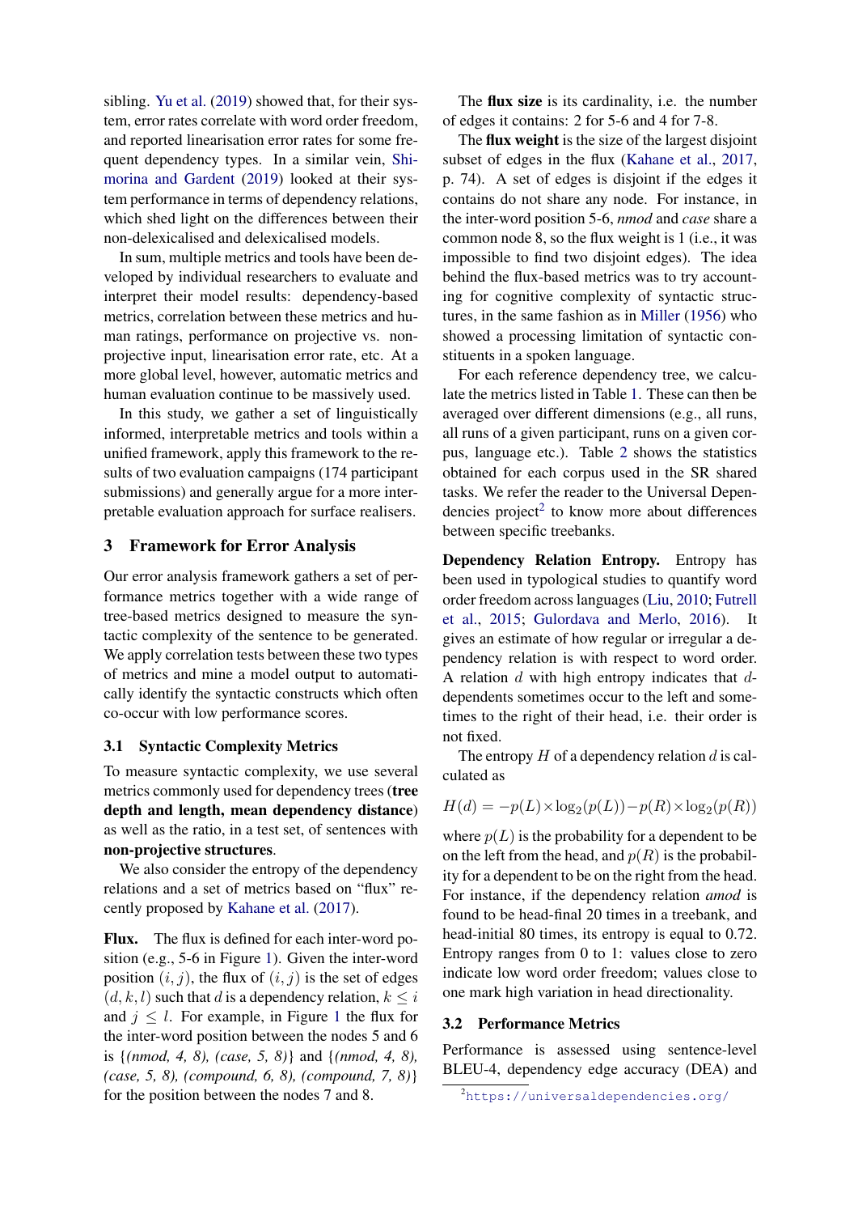sibling. Yu et al. (2019) showed that, for their system, error rates correlate with word order freedom, and reported linearisation error rates for some frequent dependency types. In a similar vein, Shimorina and Gardent (2019) looked at their system performance in terms of dependency relations, which shed light on the differences between their non-delexicalised and delexicalised models.

In sum, multiple metrics and tools have been developed by individual researchers to evaluate and interpret their model results: dependency-based metrics, correlation between these metrics and human ratings, performance on projective vs. non-projective input, linearisation error rate, etc. At a more global level, however, automatic metrics and human evaluation continue to be massively used.

In this study, we gather a set of linguistically informed, interpretable metrics and tools within a unified framework, apply this framework to the results of two evaluation campaigns (174 participant submissions) and generally argue for a more interpretable evaluation approach for surface realisers.

## 3 Framework for Error Analysis

Our error analysis framework gathers a set of performance metrics together with a wide range of tree-based metrics designed to measure the syntactic complexity of the sentence to be generated. We apply correlation tests between these two types of metrics and mine a model output to automatically identify the syntactic constructs which often co-occur with low performance scores.

### 3.1 Syntactic Complexity Metrics

To measure syntactic complexity, we use several metrics commonly used for dependency trees (**tree depth and length, mean dependency distance**) as well as the ratio, in a test set, of sentences with **non-projective structures**.

We also consider the entropy of the dependency relations and a set of metrics based on "flux" recently proposed by Kahane et al. (2017).

**Flux.** The flux is defined for each inter-word position (e.g., 5-6 in Figure 1). Given the inter-word position $(i, j)$, the flux of $(i, j)$ is the set of edges $(d, k, l)$ such that $d$ is a dependency relation, $k \leq i$ and $j \leq l$. For example, in Figure 1 the flux for the inter-word position between the nodes 5 and 6 is {*(nmod, 4, 8), (case, 5, 8)*} and {*(nmod, 4, 8), (case, 5, 8), (compound, 6, 8), (compound, 7, 8)*} for the position between the nodes 7 and 8.

The **flux size** is its cardinality, i.e. the number of edges it contains: 2 for 5-6 and 4 for 7-8.

The **flux weight** is the size of the largest disjoint subset of edges in the flux (Kahane et al., 2017, p. 74). A set of edges is disjoint if the edges it contains do not share any node. For instance, in the inter-word position 5-6, *nmod* and *case* share a common node 8, so the flux weight is 1 (i.e., it was impossible to find two disjoint edges). The idea behind the flux-based metrics was to try accounting for cognitive complexity of syntactic structures, in the same fashion as in Miller (1956) who showed a processing limitation of syntactic constituents in a spoken language.

For each reference dependency tree, we calculate the metrics listed in Table 1. These can then be averaged over different dimensions (e.g., all runs, all runs of a given participant, runs on a given corpus, language etc.). Table 2 shows the statistics obtained for each corpus used in the SR shared tasks. We refer the reader to the Universal Dependencies project[2] to know more about differences between specific treebanks.

**Dependency Relation Entropy.** Entropy has been used in typological studies to quantify word order freedom across languages (Liu, 2010; Futrell et al., 2015; Gulordava and Merlo, 2016). It gives an estimate of how regular or irregular a dependency relation is with respect to word order. A relation $d$ with high entropy indicates that $d$-dependents sometimes occur to the left and sometimes to the right of their head, i.e. their order is not fixed.

The entropy $H$ of a dependency relation $d$ is calculated as

$$H(d) = -p(L) \times \log_2(p(L)) - p(R) \times \log_2(p(R))$$

where $p(L)$ is the probability for a dependent to be on the left from the head, and $p(R)$ is the probability for a dependent to be on the right from the head. For instance, if the dependency relation *amod* is found to be head-final 20 times in a treebank, and head-initial 80 times, its entropy is equal to 0.72. Entropy ranges from 0 to 1: values close to zero indicate low word order freedom; values close to one mark high variation in head directionality.

### 3.2 Performance Metrics

Performance is assessed using sentence-level BLEU-4, dependency edge accuracy (DEA) and

[2] https://universaldependencies.org/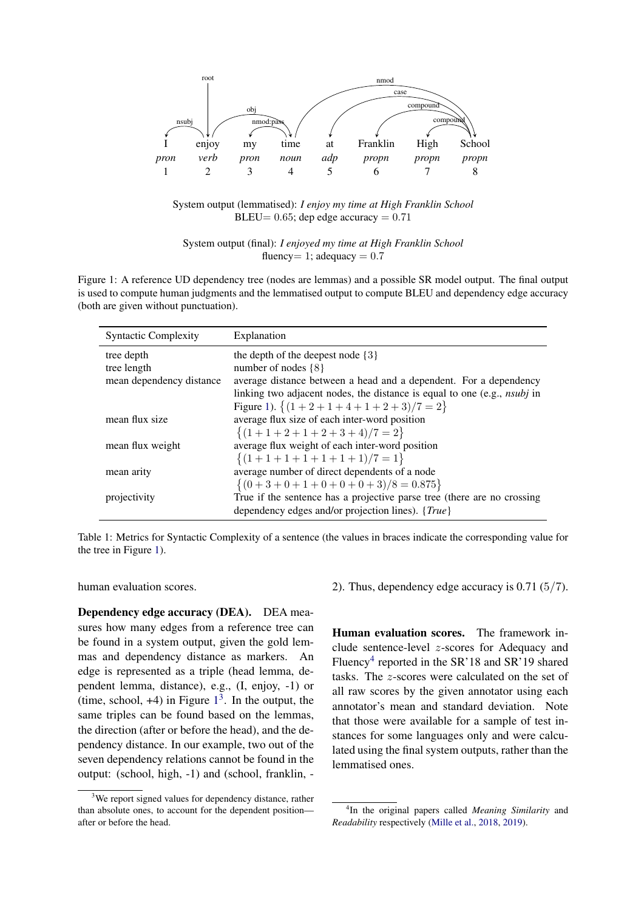I enjoy my time at Franklin High School
pron verb pron noun adp propn propn propn
1 2 3 4 5 6 7 8

root; nsubj; obj; nmod:pass; nmod; case; compound; compound

System output (lemmatised): *I enjoy my time at High Franklin School*
BLEU$= 0.65$; dep edge accuracy $= 0.71$

System output (final): *I enjoyed my time at High Franklin School*
fluency$= 1$; adequacy $= 0.7$

Figure 1: A reference UD dependency tree (nodes are lemmas) and a possible SR model output. The final output is used to compute human judgments and the lemmatised output to compute BLEU and dependency edge accuracy (both are given without punctuation).

| Syntactic Complexity | Explanation |
|---|---|
| tree depth | the depth of the deepest node $\{3\}$ |
| tree length | number of nodes $\{8\}$ |
| mean dependency distance | average distance between a head and a dependent. For a dependency linking two adjacent nodes, the distance is equal to one (e.g., *nsubj* in Figure 1). $\{(1+2+1+4+1+2+3)/7 = 2\}$ |
| mean flux size | average flux size of each inter-word position $\{(1+1+2+1+2+3+4)/7 = 2\}$ |
| mean flux weight | average flux weight of each inter-word position $\{(1+1+1+1+1+1+1)/7 = 1\}$ |
| mean arity | average number of direct dependents of a node $\{(0+3+0+1+0+0+0+3)/8 = 0.875\}$ |
| projectivity | True if the sentence has a projective parse tree (there are no crossing dependency edges and/or projection lines). {*True*} |

Table 1: Metrics for Syntactic Complexity of a sentence (the values in braces indicate the corresponding value for the tree in Figure 1).

human evaluation scores.

**Dependency edge accuracy (DEA).** DEA measures how many edges from a reference tree can be found in a system output, given the gold lemmas and dependency distance as markers. An edge is represented as a triple (head lemma, dependent lemma, distance), e.g., (I, enjoy, -1) or (time, school, +4) in Figure 1[3]. In the output, the same triples can be found based on the lemmas, the direction (after or before the head), and the dependency distance. In our example, two out of the seven dependency relations cannot be found in the output: (school, high, -1) and (school, franklin, -2). Thus, dependency edge accuracy is 0.71 ($5/7$).

**Human evaluation scores.** The framework include sentence-level $z$-scores for Adequacy and Fluency[4] reported in the SR'18 and SR'19 shared tasks. The $z$-scores were calculated on the set of all raw scores by the given annotator using each annotator's mean and standard deviation. Note that those were available for a sample of test instances for some languages only and were calculated using the final system outputs, rather than the lemmatised ones.

[3]We report signed values for dependency distance, rather than absolute ones, to account for the dependent position—after or before the head.

[4]In the original papers called *Meaning Similarity* and *Readability* respectively (Mille et al., 2018, 2019).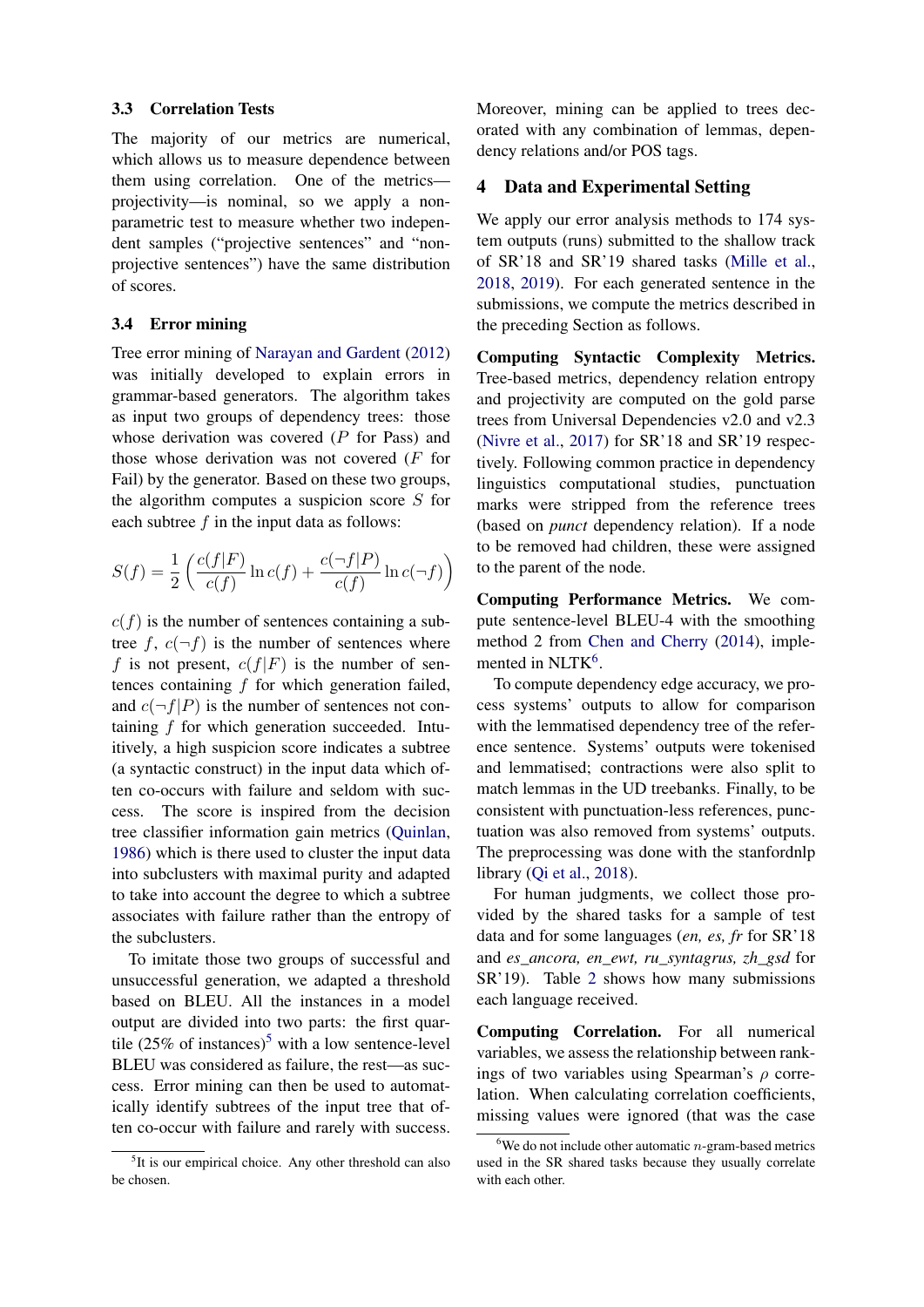### 3.3 Correlation Tests

The majority of our metrics are numerical, which allows us to measure dependence between them using correlation. One of the metrics—projectivity—is nominal, so we apply a non-parametric test to measure whether two independent samples ("projective sentences" and "non-projective sentences") have the same distribution of scores.

### 3.4 Error mining

Tree error mining of Narayan and Gardent (2012) was initially developed to explain errors in grammar-based generators. The algorithm takes as input two groups of dependency trees: those whose derivation was covered ($P$ for Pass) and those whose derivation was not covered ($F$ for Fail) by the generator. Based on these two groups, the algorithm computes a suspicion score $S$ for each subtree $f$ in the input data as follows:

$$S(f) = \frac{1}{2}\left(\frac{c(f|F)}{c(f)}\ln c(f) + \frac{c(\neg f|P)}{c(f)}\ln c(\neg f)\right)$$

$c(f)$ is the number of sentences containing a subtree $f$, $c(\neg f)$ is the number of sentences where $f$ is not present, $c(f|F)$ is the number of sentences containing $f$ for which generation failed, and $c(\neg f|P)$ is the number of sentences not containing $f$ for which generation succeeded. Intuitively, a high suspicion score indicates a subtree (a syntactic construct) in the input data which often co-occurs with failure and seldom with success. The score is inspired from the decision tree classifier information gain metrics (Quinlan, 1986) which is there used to cluster the input data into subclusters with maximal purity and adapted to take into account the degree to which a subtree associates with failure rather than the entropy of the subclusters.

To imitate those two groups of successful and unsuccessful generation, we adapted a threshold based on BLEU. All the instances in a model output are divided into two parts: the first quartile (25% of instances)[5] with a low sentence-level BLEU was considered as failure, the rest—as success. Error mining can then be used to automatically identify subtrees of the input tree that often co-occur with failure and rarely with success. Moreover, mining can be applied to trees decorated with any combination of lemmas, dependency relations and/or POS tags.

[5] It is our empirical choice. Any other threshold can also be chosen.

## 4 Data and Experimental Setting

We apply our error analysis methods to 174 system outputs (runs) submitted to the shallow track of SR'18 and SR'19 shared tasks (Mille et al., 2018, 2019). For each generated sentence in the submissions, we compute the metrics described in the preceding Section as follows.

**Computing Syntactic Complexity Metrics.** Tree-based metrics, dependency relation entropy and projectivity are computed on the gold parse trees from Universal Dependencies v2.0 and v2.3 (Nivre et al., 2017) for SR'18 and SR'19 respectively. Following common practice in dependency linguistics computational studies, punctuation marks were stripped from the reference trees (based on *punct* dependency relation). If a node to be removed had children, these were assigned to the parent of the node.

**Computing Performance Metrics.** We compute sentence-level BLEU-4 with the smoothing method 2 from Chen and Cherry (2014), implemented in NLTK[6].

To compute dependency edge accuracy, we process systems' outputs to allow for comparison with the lemmatised dependency tree of the reference sentence. Systems' outputs were tokenised and lemmatised; contractions were also split to match lemmas in the UD treebanks. Finally, to be consistent with punctuation-less references, punctuation was also removed from systems' outputs. The preprocessing was done with the stanfordnlp library (Qi et al., 2018).

For human judgments, we collect those provided by the shared tasks for a sample of test data and for some languages (*en, es, fr* for SR'18 and *es_ancora, en_ewt, ru_syntagrus, zh_gsd* for SR'19). Table 2 shows how many submissions each language received.

**Computing Correlation.** For all numerical variables, we assess the relationship between rankings of two variables using Spearman's $\rho$ correlation. When calculating correlation coefficients, missing values were ignored (that was the case

[6] We do not include other automatic $n$-gram-based metrics used in the SR shared tasks because they usually correlate with each other.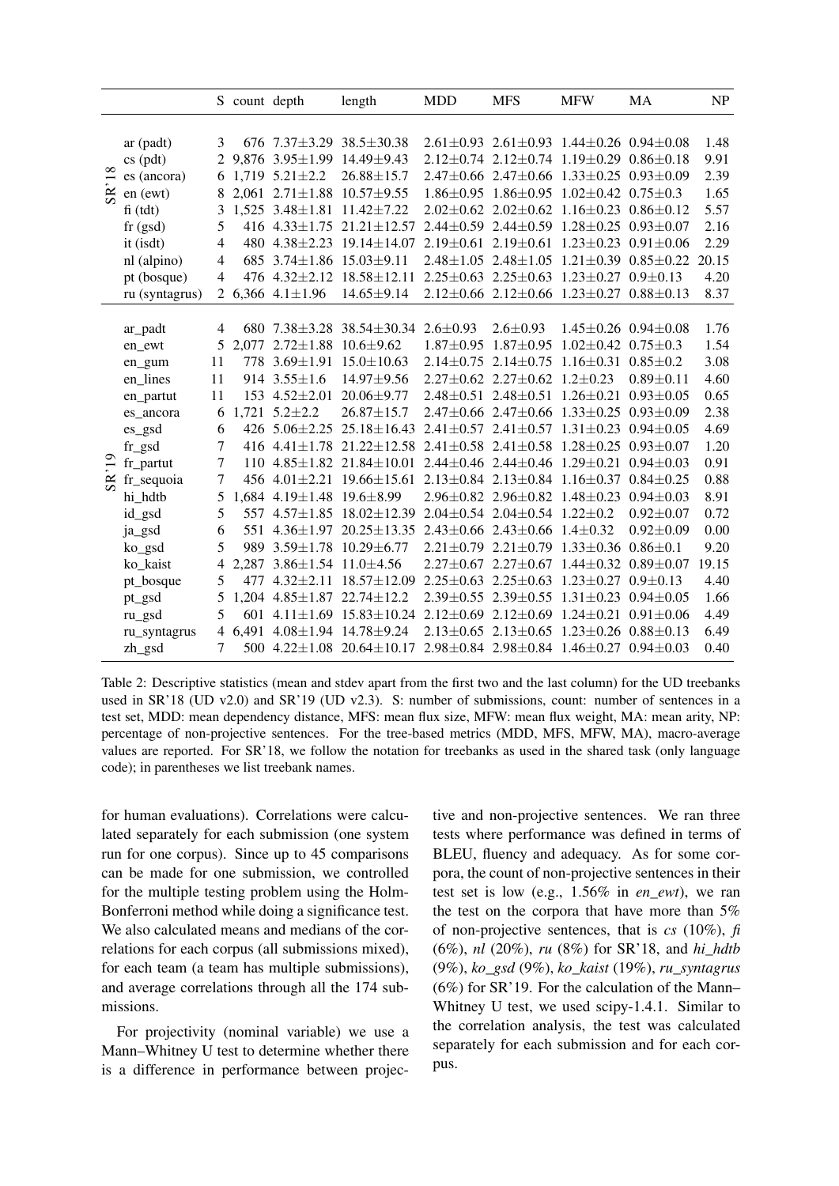| | | S | count | depth | length | MDD | MFS | MFW | MA | NP |
|---|---|---|---|---|---|---|---|---|---|---|
| SR'18 | ar (padt) | 3 | 676 | 7.37±3.29 | 38.5±30.38 | 2.61±0.93 | 2.61±0.93 | 1.44±0.26 | 0.94±0.08 | 1.48 |
| | cs (pdt) | 2 | 9,876 | 3.95±1.99 | 14.49±9.43 | 2.12±0.74 | 2.12±0.74 | 1.19±0.29 | 0.86±0.18 | 9.91 |
| | es (ancora) | 6 | 1,719 | 5.21±2.2 | 26.88±15.7 | 2.47±0.66 | 2.47±0.66 | 1.33±0.25 | 0.93±0.09 | 2.39 |
| | en (ewt) | 8 | 2,061 | 2.71±1.88 | 10.57±9.55 | 1.86±0.95 | 1.86±0.95 | 1.02±0.42 | 0.75±0.3 | 1.65 |
| | fi (tdt) | 3 | 1,525 | 3.48±1.81 | 11.42±7.22 | 2.02±0.62 | 2.02±0.62 | 1.16±0.23 | 0.86±0.12 | 5.57 |
| | fr (gsd) | 5 | 416 | 4.33±1.75 | 21.21±12.57 | 2.44±0.59 | 2.44±0.59 | 1.28±0.25 | 0.93±0.07 | 2.16 |
| | it (isdt) | 4 | 480 | 4.38±2.23 | 19.14±14.07 | 2.19±0.61 | 2.19±0.61 | 1.23±0.23 | 0.91±0.06 | 2.29 |
| | nl (alpino) | 4 | 685 | 3.74±1.86 | 15.03±9.11 | 2.48±1.05 | 2.48±1.05 | 1.21±0.39 | 0.85±0.22 | 20.15 |
| | pt (bosque) | 4 | 476 | 4.32±2.12 | 18.58±12.11 | 2.25±0.63 | 2.25±0.63 | 1.23±0.27 | 0.9±0.13 | 4.20 |
| | ru (syntagrus) | 2 | 6,366 | 4.1±1.96 | 14.65±9.14 | 2.12±0.66 | 2.12±0.66 | 1.23±0.27 | 0.88±0.13 | 8.37 |
| SR'19 | ar_padt | 4 | 680 | 7.38±3.28 | 38.54±30.34 | 2.6±0.93 | 2.6±0.93 | 1.45±0.26 | 0.94±0.08 | 1.76 |
| | en_ewt | 5 | 2,077 | 2.72±1.88 | 10.6±9.62 | 1.87±0.95 | 1.87±0.95 | 1.02±0.42 | 0.75±0.3 | 1.54 |
| | en_gum | 11 | 778 | 3.69±1.91 | 15.0±10.63 | 2.14±0.75 | 2.14±0.75 | 1.16±0.31 | 0.85±0.2 | 3.08 |
| | en_lines | 11 | 914 | 3.55±1.6 | 14.97±9.56 | 2.27±0.62 | 2.27±0.62 | 1.2±0.23 | 0.89±0.11 | 4.60 |
| | en_partut | 11 | 153 | 4.52±2.01 | 20.06±9.77 | 2.48±0.51 | 2.48±0.51 | 1.26±0.21 | 0.93±0.05 | 0.65 |
| | es_ancora | 6 | 1,721 | 5.2±2.2 | 26.87±15.7 | 2.47±0.66 | 2.47±0.66 | 1.33±0.25 | 0.93±0.09 | 2.38 |
| | es_gsd | 6 | 426 | 5.06±2.25 | 25.18±16.43 | 2.41±0.57 | 2.41±0.57 | 1.31±0.23 | 0.94±0.05 | 4.69 |
| | fr_gsd | 7 | 416 | 4.41±1.78 | 21.22±12.58 | 2.41±0.58 | 2.41±0.58 | 1.28±0.25 | 0.93±0.07 | 1.20 |
| | fr_partut | 7 | 110 | 4.85±1.82 | 21.84±10.01 | 2.44±0.46 | 2.44±0.46 | 1.29±0.21 | 0.94±0.03 | 0.91 |
| | fr_sequoia | 7 | 456 | 4.01±2.21 | 19.66±15.61 | 2.13±0.84 | 2.13±0.84 | 1.16±0.37 | 0.84±0.25 | 0.88 |
| | hi_hdtb | 5 | 1,684 | 4.19±1.48 | 19.6±8.99 | 2.96±0.82 | 2.96±0.82 | 1.48±0.23 | 0.94±0.03 | 8.91 |
| | id_gsd | 5 | 557 | 4.57±1.85 | 18.02±12.39 | 2.04±0.54 | 2.04±0.54 | 1.22±0.2 | 0.92±0.07 | 0.72 |
| | ja_gsd | 6 | 551 | 4.36±1.97 | 20.25±13.35 | 2.43±0.66 | 2.43±0.66 | 1.4±0.32 | 0.92±0.09 | 0.00 |
| | ko_gsd | 5 | 989 | 3.59±1.78 | 10.29±6.77 | 2.21±0.79 | 2.21±0.79 | 1.33±0.36 | 0.86±0.1 | 9.20 |
| | ko_kaist | 4 | 2,287 | 3.86±1.54 | 11.0±4.56 | 2.27±0.67 | 2.27±0.67 | 1.44±0.32 | 0.89±0.07 | 19.15 |
| | pt_bosque | 5 | 477 | 4.32±2.11 | 18.57±12.09 | 2.25±0.63 | 2.25±0.63 | 1.23±0.27 | 0.9±0.13 | 4.40 |
| | pt_gsd | 5 | 1,204 | 4.85±1.87 | 22.74±12.2 | 2.39±0.55 | 2.39±0.55 | 1.31±0.23 | 0.94±0.05 | 1.66 |
| | ru_gsd | 5 | 601 | 4.11±1.69 | 15.83±10.24 | 2.12±0.69 | 2.12±0.69 | 1.24±0.21 | 0.91±0.06 | 4.49 |
| | ru_syntagrus | 4 | 6,491 | 4.08±1.94 | 14.78±9.24 | 2.13±0.65 | 2.13±0.65 | 1.23±0.26 | 0.88±0.13 | 6.49 |
| | zh_gsd | 7 | 500 | 4.22±1.08 | 20.64±10.17 | 2.98±0.84 | 2.98±0.84 | 1.46±0.27 | 0.94±0.03 | 0.40 |

Table 2: Descriptive statistics (mean and stdev apart from the first two and the last column) for the UD treebanks used in SR'18 (UD v2.0) and SR'19 (UD v2.3). S: number of submissions, count: number of sentences in a test set, MDD: mean dependency distance, MFS: mean flux size, MFW: mean flux weight, MA: mean arity, NP: percentage of non-projective sentences. For the tree-based metrics (MDD, MFS, MFW, MA), macro-average values are reported. For SR'18, we follow the notation for treebanks as used in the shared task (only language code); in parentheses we list treebank names.

for human evaluations). Correlations were calculated separately for each submission (one system run for one corpus). Since up to 45 comparisons can be made for one submission, we controlled for the multiple testing problem using the Holm-Bonferroni method while doing a significance test. We also calculated means and medians of the correlations for each corpus (all submissions mixed), for each team (a team has multiple submissions), and average correlations through all the 174 submissions.

For projectivity (nominal variable) we use a Mann–Whitney U test to determine whether there is a difference in performance between projective and non-projective sentences. We ran three tests where performance was defined in terms of BLEU, fluency and adequacy. As for some corpora, the count of non-projective sentences in their test set is low (e.g., 1.56% in *en_ewt*), we ran the test on the corpora that have more than 5% of non-projective sentences, that is *cs* (10%), *fi* (6%), *nl* (20%), *ru* (8%) for SR'18, and *hi_hdtb* (9%), *ko_gsd* (9%), *ko_kaist* (19%), *ru_syntagrus* (6%) for SR'19. For the calculation of the Mann–Whitney U test, we used scipy-1.4.1. Similar to the correlation analysis, the test was calculated separately for each submission and for each corpus.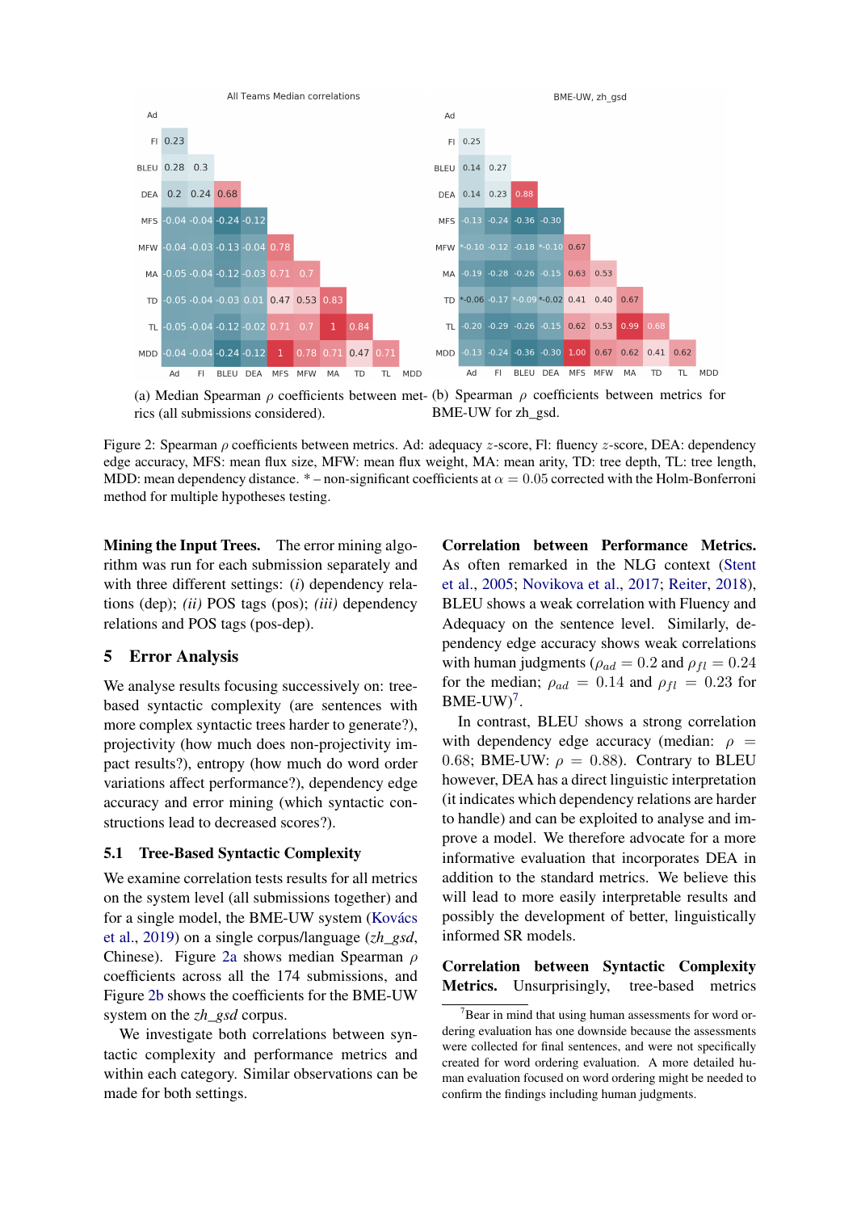All Teams Median correlations

|  | Ad | Fl | BLEU | DEA | MFS | MFW | MA | TD | TL | MDD |
|---|---|---|---|---|---|---|---|---|---|---|
| Ad |  |  |  |  |  |  |  |  |  |  |
| Fl | 0.23 |  |  |  |  |  |  |  |  |  |
| BLEU | 0.28 | 0.3 |  |  |  |  |  |  |  |  |
| DEA | 0.2 | 0.24 | 0.68 |  |  |  |  |  |  |  |
| MFS | -0.04 | -0.04 | -0.24 | -0.12 |  |  |  |  |  |  |
| MFW | -0.04 | -0.03 | -0.13 | -0.04 | 0.78 |  |  |  |  |  |
| MA | -0.05 | -0.04 | -0.12 | -0.03 | 0.71 | 0.7 |  |  |  |  |
| TD | -0.05 | -0.04 | -0.03 | 0.01 | 0.47 | 0.53 | 0.83 |  |  |  |
| TL | -0.05 | -0.04 | -0.12 | -0.02 | 0.71 | 0.7 | 1 | 0.84 |  |  |
| MDD | -0.04 | -0.04 | -0.24 | -0.12 | 1 | 0.78 | 0.71 | 0.47 | 0.71 |  |

(a) Median Spearman $\rho$ coefficients between metrics (all submissions considered).

BME-UW, zh_gsd

|  | Ad | Fl | BLEU | DEA | MFS | MFW | MA | TD | TL | MDD |
|---|---|---|---|---|---|---|---|---|---|---|
| Ad |  |  |  |  |  |  |  |  |  |  |
| Fl | 0.25 |  |  |  |  |  |  |  |  |  |
| BLEU | 0.14 | 0.27 |  |  |  |  |  |  |  |  |
| DEA | 0.14 | 0.23 | 0.88 |  |  |  |  |  |  |  |
| MFS | -0.13 | -0.24 | -0.36 | -0.30 |  |  |  |  |  |  |
| MFW | *-0.10 | -0.12 | -0.18 | *-0.10 | 0.67 |  |  |  |  |  |
| MA | -0.19 | -0.28 | -0.26 | -0.15 | 0.63 | 0.53 |  |  |  |  |
| TD | *-0.06 | -0.17 | *-0.09 | *-0.02 | 0.41 | 0.40 | 0.67 |  |  |  |
| TL | -0.20 | -0.29 | -0.26 | -0.15 | 0.62 | 0.53 | 0.99 | 0.68 |  |  |
| MDD | -0.13 | -0.24 | -0.36 | -0.30 | 1.00 | 0.67 | 0.62 | 0.41 | 0.62 |  |

(b) Spearman $\rho$ coefficients between metrics for BME-UW for zh_gsd.

Figure 2: Spearman $\rho$ coefficients between metrics. Ad: adequacy $z$-score, Fl: fluency $z$-score, DEA: dependency edge accuracy, MFS: mean flux size, MFW: mean flux weight, MA: mean arity, TD: tree depth, TL: tree length, MDD: mean dependency distance. * – non-significant coefficients at $\alpha = 0.05$ corrected with the Holm-Bonferroni method for multiple hypotheses testing.

**Mining the Input Trees.** The error mining algorithm was run for each submission separately and with three different settings: *(i)* dependency relations (dep); *(ii)* POS tags (pos); *(iii)* dependency relations and POS tags (pos-dep).

## 5 Error Analysis

We analyse results focusing successively on: tree-based syntactic complexity (are sentences with more complex syntactic trees harder to generate?), projectivity (how much does non-projectivity impact results?), entropy (how much do word order variations affect performance?), dependency edge accuracy and error mining (which syntactic constructions lead to decreased scores?).

### 5.1 Tree-Based Syntactic Complexity

We examine correlation tests results for all metrics on the system level (all submissions together) and for a single model, the BME-UW system (Kovács et al., 2019) on a single corpus/language (*zh_gsd*, Chinese). Figure 2a shows median Spearman $\rho$ coefficients across all the 174 submissions, and Figure 2b shows the coefficients for the BME-UW system on the *zh_gsd* corpus.

We investigate both correlations between syntactic complexity and performance metrics and within each category. Similar observations can be made for both settings.

**Correlation between Performance Metrics.** As often remarked in the NLG context (Stent et al., 2005; Novikova et al., 2017; Reiter, 2018), BLEU shows a weak correlation with Fluency and Adequacy on the sentence level. Similarly, dependency edge accuracy shows weak correlations with human judgments ($\rho_{ad} = 0.2$ and $\rho_{fl} = 0.24$ for the median; $\rho_{ad} = 0.14$ and $\rho_{fl} = 0.23$ for BME-UW)[7].

In contrast, BLEU shows a strong correlation with dependency edge accuracy (median: $\rho = 0.68$; BME-UW: $\rho = 0.88$). Contrary to BLEU however, DEA has a direct linguistic interpretation (it indicates which dependency relations are harder to handle) and can be exploited to analyse and improve a model. We therefore advocate for a more informative evaluation that incorporates DEA in addition to the standard metrics. We believe this will lead to more easily interpretable results and possibly the development of better, linguistically informed SR models.

**Correlation between Syntactic Complexity Metrics.** Unsurprisingly, tree-based metrics

[7]Bear in mind that using human assessments for word ordering evaluation has one downside because the assessments were collected for final sentences, and were not specifically created for word ordering evaluation. A more detailed human evaluation focused on word ordering might be needed to confirm the findings including human judgments.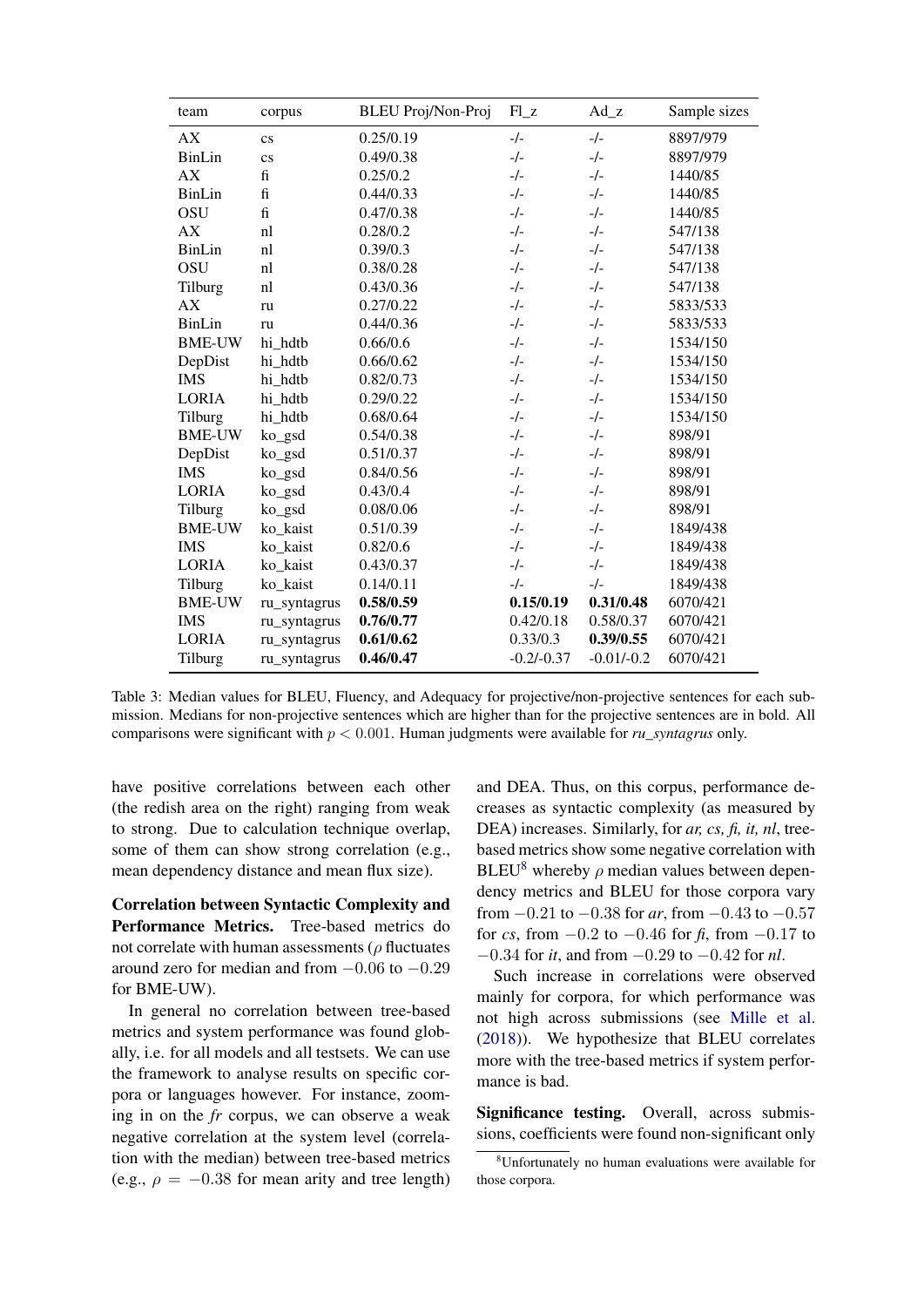| team | corpus | BLEU Proj/Non-Proj | Fl_z | Ad_z | Sample sizes |
|---|---|---|---|---|---|
| AX | cs | 0.25/0.19 | -/- | -/- | 8897/979 |
| BinLin | cs | 0.49/0.38 | -/- | -/- | 8897/979 |
| AX | fi | 0.25/0.2 | -/- | -/- | 1440/85 |
| BinLin | fi | 0.44/0.33 | -/- | -/- | 1440/85 |
| OSU | fi | 0.47/0.38 | -/- | -/- | 1440/85 |
| AX | nl | 0.28/0.2 | -/- | -/- | 547/138 |
| BinLin | nl | 0.39/0.3 | -/- | -/- | 547/138 |
| OSU | nl | 0.38/0.28 | -/- | -/- | 547/138 |
| Tilburg | nl | 0.43/0.36 | -/- | -/- | 547/138 |
| AX | ru | 0.27/0.22 | -/- | -/- | 5833/533 |
| BinLin | ru | 0.44/0.36 | -/- | -/- | 5833/533 |
| BME-UW | hi_hdtb | 0.66/0.6 | -/- | -/- | 1534/150 |
| DepDist | hi_hdtb | 0.66/0.62 | -/- | -/- | 1534/150 |
| IMS | hi_hdtb | 0.82/0.73 | -/- | -/- | 1534/150 |
| LORIA | hi_hdtb | 0.29/0.22 | -/- | -/- | 1534/150 |
| Tilburg | hi_hdtb | 0.68/0.64 | -/- | -/- | 1534/150 |
| BME-UW | ko_gsd | 0.54/0.38 | -/- | -/- | 898/91 |
| DepDist | ko_gsd | 0.51/0.37 | -/- | -/- | 898/91 |
| IMS | ko_gsd | 0.84/0.56 | -/- | -/- | 898/91 |
| LORIA | ko_gsd | 0.43/0.4 | -/- | -/- | 898/91 |
| Tilburg | ko_gsd | 0.08/0.06 | -/- | -/- | 898/91 |
| BME-UW | ko_kaist | 0.51/0.39 | -/- | -/- | 1849/438 |
| IMS | ko_kaist | 0.82/0.6 | -/- | -/- | 1849/438 |
| LORIA | ko_kaist | 0.43/0.37 | -/- | -/- | 1849/438 |
| Tilburg | ko_kaist | 0.14/0.11 | -/- | -/- | 1849/438 |
| BME-UW | ru_syntagrus | **0.58/0.59** | **0.15/0.19** | **0.31/0.48** | 6070/421 |
| IMS | ru_syntagrus | **0.76/0.77** | 0.42/0.18 | 0.58/0.37 | 6070/421 |
| LORIA | ru_syntagrus | **0.61/0.62** | 0.33/0.3 | **0.39/0.55** | 6070/421 |
| Tilburg | ru_syntagrus | **0.46/0.47** | -0.2/-0.37 | -0.01/-0.2 | 6070/421 |

Table 3: Median values for BLEU, Fluency, and Adequacy for projective/non-projective sentences for each submission. Medians for non-projective sentences which are higher than for the projective sentences are in bold. All comparisons were significant with $p < 0.001$. Human judgments were available for *ru_syntagrus* only.

have positive correlations between each other (the redish area on the right) ranging from weak to strong. Due to calculation technique overlap, some of them can show strong correlation (e.g., mean dependency distance and mean flux size).

**Correlation between Syntactic Complexity and Performance Metrics.** Tree-based metrics do not correlate with human assessments ($\rho$ fluctuates around zero for median and from $-0.06$ to $-0.29$ for BME-UW).

In general no correlation between tree-based metrics and system performance was found globally, i.e. for all models and all testsets. We can use the framework to analyse results on specific corpora or languages however. For instance, zooming in on the *fr* corpus, we can observe a weak negative correlation at the system level (correlation with the median) between tree-based metrics (e.g., $\rho = -0.38$ for mean arity and tree length) and DEA. Thus, on this corpus, performance decreases as syntactic complexity (as measured by DEA) increases. Similarly, for *ar, cs, fi, it, nl*, tree-based metrics show some negative correlation with BLEU[8] whereby $\rho$ median values between dependency metrics and BLEU for those corpora vary from $-0.21$ to $-0.38$ for *ar*, from $-0.43$ to $-0.57$ for *cs*, from $-0.2$ to $-0.46$ for *fi*, from $-0.17$ to $-0.34$ for *it*, and from $-0.29$ to $-0.42$ for *nl*.

Such increase in correlations were observed mainly for corpora, for which performance was not high across submissions (see Mille et al. (2018)). We hypothesize that BLEU correlates more with the tree-based metrics if system performance is bad.

**Significance testing.** Overall, across submissions, coefficients were found non-significant only

[8] Unfortunately no human evaluations were available for those corpora.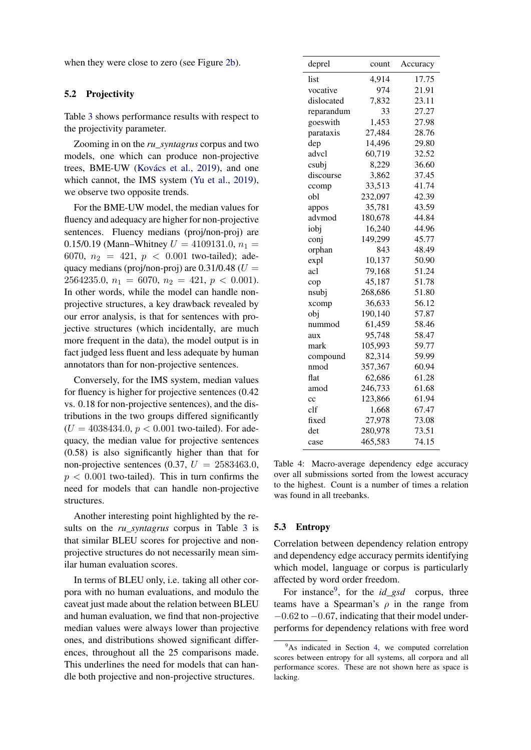when they were close to zero (see Figure 2b).

### 5.2 Projectivity

Table 3 shows performance results with respect to the projectivity parameter.

Zooming in on the *ru_syntagrus* corpus and two models, one which can produce non-projective trees, BME-UW (Kovács et al., 2019), and one which cannot, the IMS system (Yu et al., 2019), we observe two opposite trends.

For the BME-UW model, the median values for fluency and adequacy are higher for non-projective sentences. Fluency medians (proj/non-proj) are 0.15/0.19 (Mann–Whitney $U = 4109131.0$, $n_1 = 6070$, $n_2 = 421$, $p < 0.001$ two-tailed); adequacy medians (proj/non-proj) are 0.31/0.48 ($U = 2564235.0$, $n_1 = 6070$, $n_2 = 421$, $p < 0.001$). In other words, while the model can handle non-projective structures, a key drawback revealed by our error analysis, is that for sentences with projective structures (which incidentally, are much more frequent in the data), the model output is in fact judged less fluent and less adequate by human annotators than for non-projective sentences.

Conversely, for the IMS system, median values for fluency is higher for projective sentences (0.42 vs. 0.18 for non-projective sentences), and the distributions in the two groups differed significantly ($U = 4038434.0$, $p < 0.001$ two-tailed). For adequacy, the median value for projective sentences (0.58) is also significantly higher than that for non-projective sentences (0.37, $U = 2583463.0$, $p < 0.001$ two-tailed). This in turn confirms the need for models that can handle non-projective structures.

Another interesting point highlighted by the results on the *ru_syntagrus* corpus in Table 3 is that similar BLEU scores for projective and non-projective structures do not necessarily mean similar human evaluation scores.

In terms of BLEU only, i.e. taking all other corpora with no human evaluations, and modulo the caveat just made about the relation between BLEU and human evaluation, we find that non-projective median values were always lower than projective ones, and distributions showed significant differences, throughout all the 25 comparisons made. This underlines the need for models that can handle both projective and non-projective structures.

| deprel | count | Accuracy |
|---|---|---|
| list | 4,914 | 17.75 |
| vocative | 974 | 21.91 |
| dislocated | 7,832 | 23.11 |
| reparandum | 33 | 27.27 |
| goeswith | 1,453 | 27.98 |
| parataxis | 27,484 | 28.76 |
| dep | 14,496 | 29.80 |
| advcl | 60,719 | 32.52 |
| csubj | 8,229 | 36.60 |
| discourse | 3,862 | 37.45 |
| ccomp | 33,513 | 41.74 |
| obl | 232,097 | 42.39 |
| appos | 35,781 | 43.59 |
| advmod | 180,678 | 44.84 |
| iobj | 16,240 | 44.96 |
| conj | 149,299 | 45.77 |
| orphan | 843 | 48.49 |
| expl | 10,137 | 50.90 |
| acl | 79,168 | 51.24 |
| cop | 45,187 | 51.78 |
| nsubj | 268,686 | 51.80 |
| xcomp | 36,633 | 56.12 |
| obj | 190,140 | 57.87 |
| nummod | 61,459 | 58.46 |
| aux | 95,748 | 58.47 |
| mark | 105,993 | 59.77 |
| compound | 82,314 | 59.99 |
| nmod | 357,367 | 60.94 |
| flat | 62,686 | 61.28 |
| amod | 246,733 | 61.68 |
| cc | 123,866 | 61.94 |
| clf | 1,668 | 67.47 |
| fixed | 27,978 | 73.08 |
| det | 280,978 | 73.51 |
| case | 465,583 | 74.15 |

Table 4: Macro-average dependency edge accuracy over all submissions sorted from the lowest accuracy to the highest. Count is a number of times a relation was found in all treebanks.

### 5.3 Entropy

Correlation between dependency relation entropy and dependency edge accuracy permits identifying which model, language or corpus is particularly affected by word order freedom.

For instance[9], for the *id_gsd* corpus, three teams have a Spearman's $\rho$ in the range from $-0.62$ to $-0.67$, indicating that their model underperforms for dependency relations with free word

[9] As indicated in Section 4, we computed correlation scores between entropy for all systems, all corpora and all performance scores. These are not shown here as space is lacking.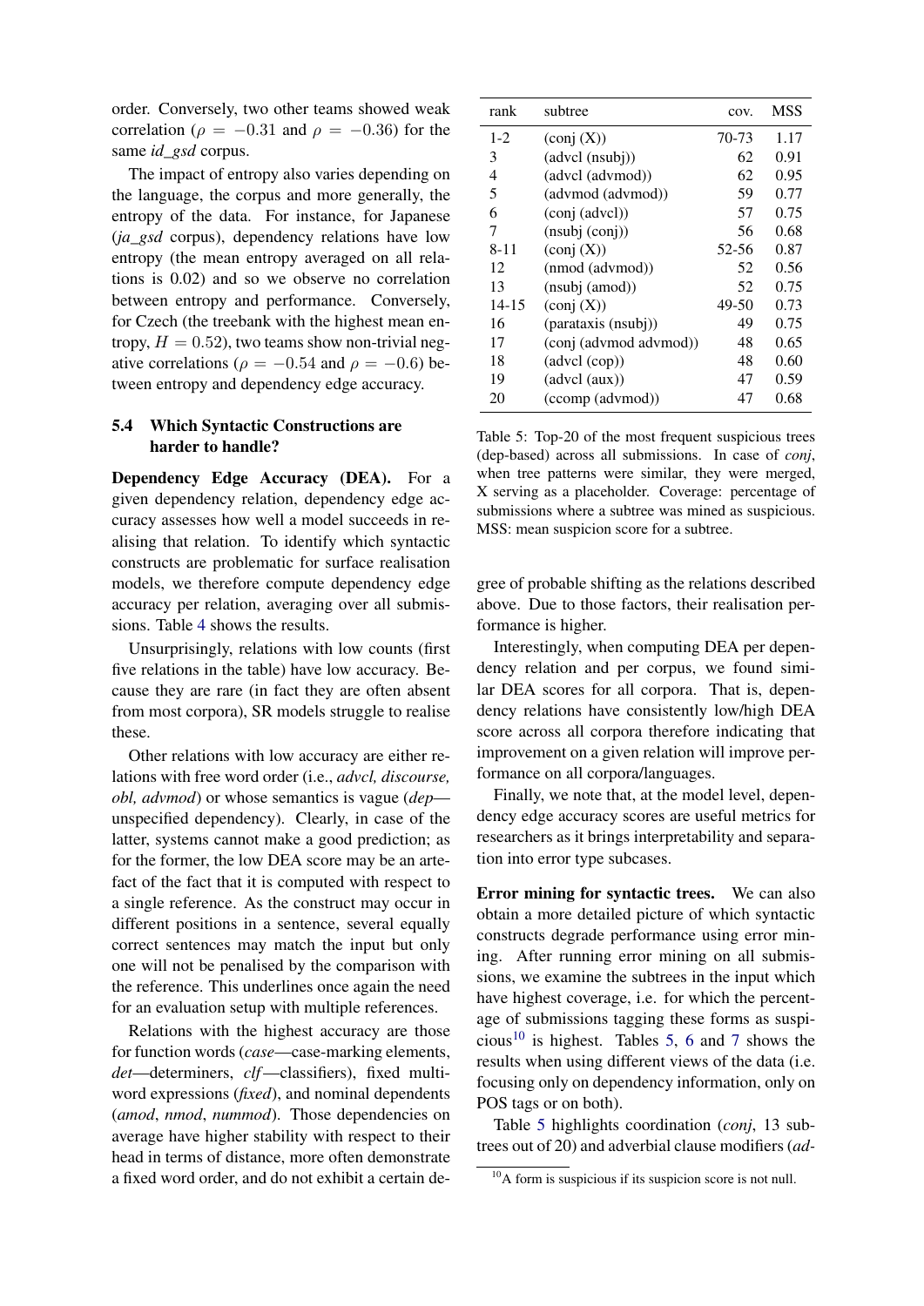order. Conversely, two other teams showed weak correlation ($\rho = -0.31$ and $\rho = -0.36$) for the same *id_gsd* corpus.

The impact of entropy also varies depending on the language, the corpus and more generally, the entropy of the data. For instance, for Japanese (*ja_gsd* corpus), dependency relations have low entropy (the mean entropy averaged on all relations is 0.02) and so we observe no correlation between entropy and performance. Conversely, for Czech (the treebank with the highest mean entropy, $H = 0.52$), two teams show non-trivial negative correlations ($\rho = -0.54$ and $\rho = -0.6$) between entropy and dependency edge accuracy.

### 5.4 Which Syntactic Constructions are harder to handle?

**Dependency Edge Accuracy (DEA).** For a given dependency relation, dependency edge accuracy assesses how well a model succeeds in realising that relation. To identify which syntactic constructs are problematic for surface realisation models, we therefore compute dependency edge accuracy per relation, averaging over all submissions. Table 4 shows the results.

Unsurprisingly, relations with low counts (first five relations in the table) have low accuracy. Because they are rare (in fact they are often absent from most corpora), SR models struggle to realise these.

Other relations with low accuracy are either relations with free word order (i.e., *advcl, discourse, obl, advmod*) or whose semantics is vague (*dep*—unspecified dependency). Clearly, in case of the latter, systems cannot make a good prediction; as for the former, the low DEA score may be an artefact of the fact that it is computed with respect to a single reference. As the construct may occur in different positions in a sentence, several equally correct sentences may match the input but only one will not be penalised by the comparison with the reference. This underlines once again the need for an evaluation setup with multiple references.

Relations with the highest accuracy are those for function words (*case*—case-marking elements, *det*—determiners, *clf*—classifiers), fixed multiword expressions (*fixed*), and nominal dependents (*amod*, *nmod*, *nummod*). Those dependencies on average have higher stability with respect to their head in terms of distance, more often demonstrate a fixed word order, and do not exhibit a certain degree of probable shifting as the relations described above. Due to those factors, their realisation performance is higher.

| rank | subtree | cov. | MSS |
|---|---|---|---|
| 1-2 | (conj (X)) | 70-73 | 1.17 |
| 3 | (advcl (nsubj)) | 62 | 0.91 |
| 4 | (advcl (advmod)) | 62 | 0.95 |
| 5 | (advmod (advmod)) | 59 | 0.77 |
| 6 | (conj (advcl)) | 57 | 0.75 |
| 7 | (nsubj (conj)) | 56 | 0.68 |
| 8-11 | (conj (X)) | 52-56 | 0.87 |
| 12 | (nmod (advmod)) | 52 | 0.56 |
| 13 | (nsubj (amod)) | 52 | 0.75 |
| 14-15 | (conj (X)) | 49-50 | 0.73 |
| 16 | (parataxis (nsubj)) | 49 | 0.75 |
| 17 | (conj (advmod advmod)) | 48 | 0.65 |
| 18 | (advcl (cop)) | 48 | 0.60 |
| 19 | (advcl (aux)) | 47 | 0.59 |
| 20 | (ccomp (advmod)) | 47 | 0.68 |

Table 5: Top-20 of the most frequent suspicious trees (dep-based) across all submissions. In case of *conj*, when tree patterns were similar, they were merged, X serving as a placeholder. Coverage: percentage of submissions where a subtree was mined as suspicious. MSS: mean suspicion score for a subtree.

Interestingly, when computing DEA per dependency relation and per corpus, we found similar DEA scores for all corpora. That is, dependency relations have consistently low/high DEA score across all corpora therefore indicating that improvement on a given relation will improve performance on all corpora/languages.

Finally, we note that, at the model level, dependency edge accuracy scores are useful metrics for researchers as it brings interpretability and separation into error type subcases.

**Error mining for syntactic trees.** We can also obtain a more detailed picture of which syntactic constructs degrade performance using error mining. After running error mining on all submissions, we examine the subtrees in the input which have highest coverage, i.e. for which the percentage of submissions tagging these forms as suspicious[10] is highest. Tables 5, 6 and 7 shows the results when using different views of the data (i.e. focusing only on dependency information, only on POS tags or on both).

Table 5 highlights coordination (*conj*, 13 subtrees out of 20) and adverbial clause modifiers (*ad-*

[10] A form is suspicious if its suspicion score is not null.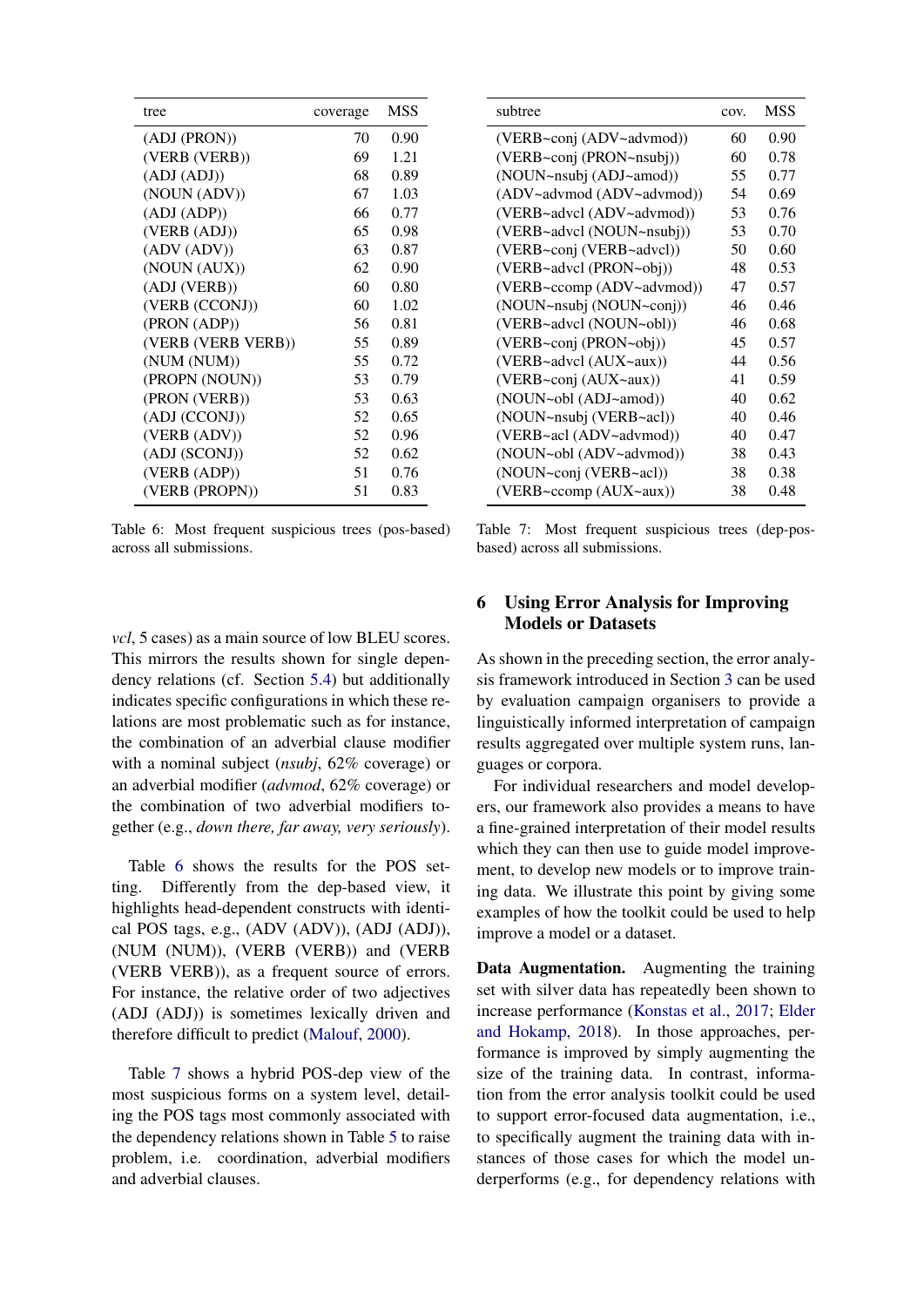| tree | coverage | MSS |
|---|---|---|
| (ADJ (PRON)) | 70 | 0.90 |
| (VERB (VERB)) | 69 | 1.21 |
| (ADJ (ADJ)) | 68 | 0.89 |
| (NOUN (ADV)) | 67 | 1.03 |
| (ADJ (ADP)) | 66 | 0.77 |
| (VERB (ADJ)) | 65 | 0.98 |
| (ADV (ADV)) | 63 | 0.87 |
| (NOUN (AUX)) | 62 | 0.90 |
| (ADJ (VERB)) | 60 | 0.80 |
| (VERB (CCONJ)) | 60 | 1.02 |
| (PRON (ADP)) | 56 | 0.81 |
| (VERB (VERB VERB)) | 55 | 0.89 |
| (NUM (NUM)) | 55 | 0.72 |
| (PROPN (NOUN)) | 53 | 0.79 |
| (PRON (VERB)) | 53 | 0.63 |
| (ADJ (CCONJ)) | 52 | 0.65 |
| (VERB (ADV)) | 52 | 0.96 |
| (ADJ (SCONJ)) | 52 | 0.62 |
| (VERB (ADP)) | 51 | 0.76 |
| (VERB (PROPN)) | 51 | 0.83 |

Table 6: Most frequent suspicious trees (pos-based) across all submissions.

| subtree | cov. | MSS |
|---|---|---|
| (VERB~conj (ADV~advmod)) | 60 | 0.90 |
| (VERB~conj (PRON~nsubj)) | 60 | 0.78 |
| (NOUN~nsubj (ADJ~amod)) | 55 | 0.77 |
| (ADV~advmod (ADV~advmod)) | 54 | 0.69 |
| (VERB~advcl (ADV~advmod)) | 53 | 0.76 |
| (VERB~advcl (NOUN~nsubj)) | 53 | 0.70 |
| (VERB~conj (VERB~advcl)) | 50 | 0.60 |
| (VERB~advcl (PRON~obj)) | 48 | 0.53 |
| (VERB~ccomp (ADV~advmod)) | 47 | 0.57 |
| (NOUN~nsubj (NOUN~conj)) | 46 | 0.46 |
| (VERB~advcl (NOUN~obl)) | 46 | 0.68 |
| (VERB~conj (PRON~obj)) | 45 | 0.57 |
| (VERB~advcl (AUX~aux)) | 44 | 0.56 |
| (VERB~conj (AUX~aux)) | 41 | 0.59 |
| (NOUN~obl (ADJ~amod)) | 40 | 0.62 |
| (NOUN~nsubj (VERB~acl)) | 40 | 0.46 |
| (VERB~acl (ADV~advmod)) | 40 | 0.47 |
| (NOUN~obl (ADV~advmod)) | 38 | 0.43 |
| (NOUN~conj (VERB~acl)) | 38 | 0.38 |
| (VERB~ccomp (AUX~aux)) | 38 | 0.48 |

Table 7: Most frequent suspicious trees (dep-pos-based) across all submissions.

*vcl*, 5 cases) as a main source of low BLEU scores. This mirrors the results shown for single dependency relations (cf. Section 5.4) but additionally indicates specific configurations in which these relations are most problematic such as for instance, the combination of an adverbial clause modifier with a nominal subject (*nsubj*, 62% coverage) or an adverbial modifier (*advmod*, 62% coverage) or the combination of two adverbial modifiers together (e.g., *down there, far away, very seriously*).

Table 6 shows the results for the POS setting. Differently from the dep-based view, it highlights head-dependent constructs with identical POS tags, e.g., (ADV (ADV)), (ADJ (ADJ)), (NUM (NUM)), (VERB (VERB)) and (VERB (VERB VERB)), as a frequent source of errors. For instance, the relative order of two adjectives (ADJ (ADJ)) is sometimes lexically driven and therefore difficult to predict (Malouf, 2000).

Table 7 shows a hybrid POS-dep view of the most suspicious forms on a system level, detailing the POS tags most commonly associated with the dependency relations shown in Table 5 to raise problem, i.e. coordination, adverbial modifiers and adverbial clauses.

## 6 Using Error Analysis for Improving Models or Datasets

As shown in the preceding section, the error analysis framework introduced in Section 3 can be used by evaluation campaign organisers to provide a linguistically informed interpretation of campaign results aggregated over multiple system runs, languages or corpora.

For individual researchers and model developers, our framework also provides a means to have a fine-grained interpretation of their model results which they can then use to guide model improvement, to develop new models or to improve training data. We illustrate this point by giving some examples of how the toolkit could be used to help improve a model or a dataset.

**Data Augmentation.** Augmenting the training set with silver data has repeatedly been shown to increase performance (Konstas et al., 2017; Elder and Hokamp, 2018). In those approaches, performance is improved by simply augmenting the size of the training data. In contrast, information from the error analysis toolkit could be used to support error-focused data augmentation, i.e., to specifically augment the training data with instances of those cases for which the model underperforms (e.g., for dependency relations with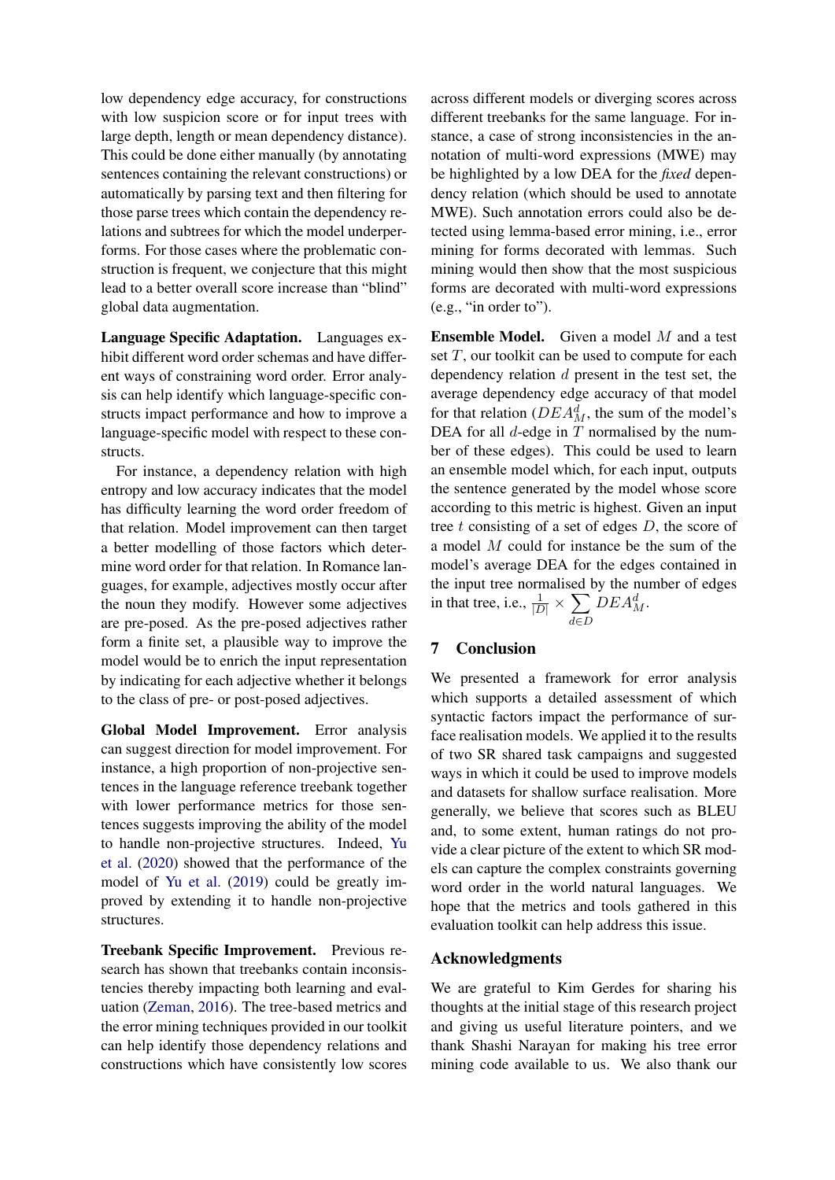low dependency edge accuracy, for constructions with low suspicion score or for input trees with large depth, length or mean dependency distance). This could be done either manually (by annotating sentences containing the relevant constructions) or automatically by parsing text and then filtering for those parse trees which contain the dependency relations and subtrees for which the model underperforms. For those cases where the problematic construction is frequent, we conjecture that this might lead to a better overall score increase than "blind" global data augmentation.

**Language Specific Adaptation.** Languages exhibit different word order schemas and have different ways of constraining word order. Error analysis can help identify which language-specific constructs impact performance and how to improve a language-specific model with respect to these constructs.

For instance, a dependency relation with high entropy and low accuracy indicates that the model has difficulty learning the word order freedom of that relation. Model improvement can then target a better modelling of those factors which determine word order for that relation. In Romance languages, for example, adjectives mostly occur after the noun they modify. However some adjectives are pre-posed. As the pre-posed adjectives rather form a finite set, a plausible way to improve the model would be to enrich the input representation by indicating for each adjective whether it belongs to the class of pre- or post-posed adjectives.

**Global Model Improvement.** Error analysis can suggest direction for model improvement. For instance, a high proportion of non-projective sentences in the language reference treebank together with lower performance metrics for those sentences suggests improving the ability of the model to handle non-projective structures. Indeed, Yu et al. (2020) showed that the performance of the model of Yu et al. (2019) could be greatly improved by extending it to handle non-projective structures.

**Treebank Specific Improvement.** Previous research has shown that treebanks contain inconsistencies thereby impacting both learning and evaluation (Zeman, 2016). The tree-based metrics and the error mining techniques provided in our toolkit can help identify those dependency relations and constructions which have consistently low scores across different models or diverging scores across different treebanks for the same language. For instance, a case of strong inconsistencies in the annotation of multi-word expressions (MWE) may be highlighted by a low DEA for the *fixed* dependency relation (which should be used to annotate MWE). Such annotation errors could also be detected using lemma-based error mining, i.e., error mining for forms decorated with lemmas. Such mining would then show that the most suspicious forms are decorated with multi-word expressions (e.g., "in order to").

**Ensemble Model.** Given a model $M$ and a test set $T$, our toolkit can be used to compute for each dependency relation $d$ present in the test set, the average dependency edge accuracy of that model for that relation ($DEA_M^d$, the sum of the model's DEA for all $d$-edge in $T$ normalised by the number of these edges). This could be used to learn an ensemble model which, for each input, outputs the sentence generated by the model whose score according to this metric is highest. Given an input tree $t$ consisting of a set of edges $D$, the score of a model $M$ could for instance be the sum of the model's average DEA for the edges contained in the input tree normalised by the number of edges in that tree, i.e., $\frac{1}{|D|} \times \sum_{d \in D} DEA_M^d$.

## 7 Conclusion

We presented a framework for error analysis which supports a detailed assessment of which syntactic factors impact the performance of surface realisation models. We applied it to the results of two SR shared task campaigns and suggested ways in which it could be used to improve models and datasets for shallow surface realisation. More generally, we believe that scores such as BLEU and, to some extent, human ratings do not provide a clear picture of the extent to which SR models can capture the complex constraints governing word order in the world natural languages. We hope that the metrics and tools gathered in this evaluation toolkit can help address this issue.

## Acknowledgments

We are grateful to Kim Gerdes for sharing his thoughts at the initial stage of this research project and giving us useful literature pointers, and we thank Shashi Narayan for making his tree error mining code available to us. We also thank our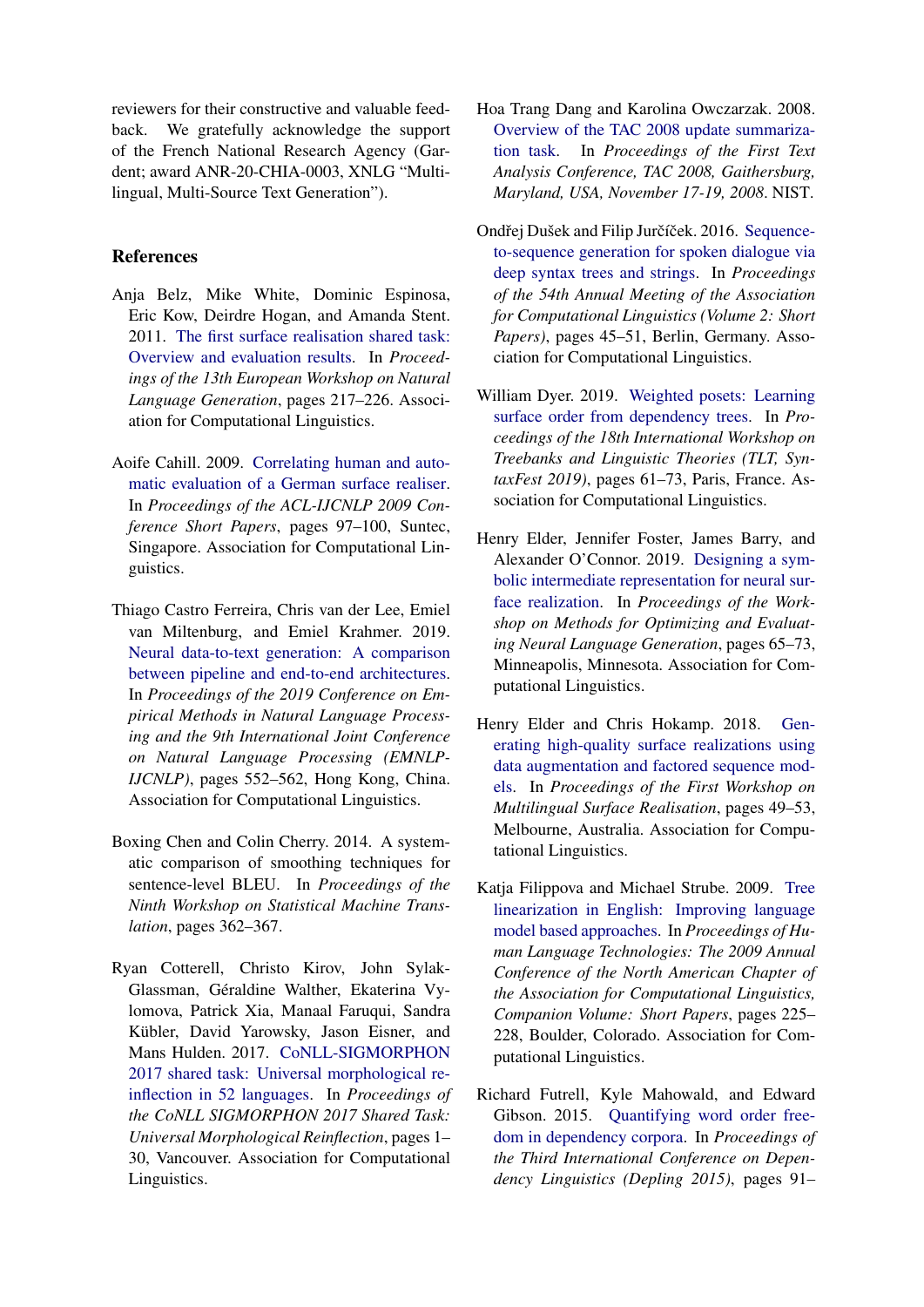reviewers for their constructive and valuable feedback. We gratefully acknowledge the support of the French National Research Agency (Gardent; award ANR-20-CHIA-0003, XNLG "Multilingual, Multi-Source Text Generation").

## References

Anja Belz, Mike White, Dominic Espinosa, Eric Kow, Deirdre Hogan, and Amanda Stent. 2011. The first surface realisation shared task: Overview and evaluation results. In *Proceedings of the 13th European Workshop on Natural Language Generation*, pages 217–226. Association for Computational Linguistics.

Aoife Cahill. 2009. Correlating human and automatic evaluation of a German surface realiser. In *Proceedings of the ACL-IJCNLP 2009 Conference Short Papers*, pages 97–100, Suntec, Singapore. Association for Computational Linguistics.

Thiago Castro Ferreira, Chris van der Lee, Emiel van Miltenburg, and Emiel Krahmer. 2019. Neural data-to-text generation: A comparison between pipeline and end-to-end architectures. In *Proceedings of the 2019 Conference on Empirical Methods in Natural Language Processing and the 9th International Joint Conference on Natural Language Processing (EMNLP-IJCNLP)*, pages 552–562, Hong Kong, China. Association for Computational Linguistics.

Boxing Chen and Colin Cherry. 2014. A systematic comparison of smoothing techniques for sentence-level BLEU. In *Proceedings of the Ninth Workshop on Statistical Machine Translation*, pages 362–367.

Ryan Cotterell, Christo Kirov, John Sylak-Glassman, Géraldine Walther, Ekaterina Vylomova, Patrick Xia, Manaal Faruqui, Sandra Kübler, David Yarowsky, Jason Eisner, and Mans Hulden. 2017. CoNLL-SIGMORPHON 2017 shared task: Universal morphological reinflection in 52 languages. In *Proceedings of the CoNLL SIGMORPHON 2017 Shared Task: Universal Morphological Reinflection*, pages 1–30, Vancouver. Association for Computational Linguistics.

Hoa Trang Dang and Karolina Owczarzak. 2008. Overview of the TAC 2008 update summarization task. In *Proceedings of the First Text Analysis Conference, TAC 2008, Gaithersburg, Maryland, USA, November 17-19, 2008*. NIST.

Ondřej Dušek and Filip Jurčíček. 2016. Sequence-to-sequence generation for spoken dialogue via deep syntax trees and strings. In *Proceedings of the 54th Annual Meeting of the Association for Computational Linguistics (Volume 2: Short Papers)*, pages 45–51, Berlin, Germany. Association for Computational Linguistics.

William Dyer. 2019. Weighted posets: Learning surface order from dependency trees. In *Proceedings of the 18th International Workshop on Treebanks and Linguistic Theories (TLT, SyntaxFest 2019)*, pages 61–73, Paris, France. Association for Computational Linguistics.

Henry Elder, Jennifer Foster, James Barry, and Alexander O'Connor. 2019. Designing a symbolic intermediate representation for neural surface realization. In *Proceedings of the Workshop on Methods for Optimizing and Evaluating Neural Language Generation*, pages 65–73, Minneapolis, Minnesota. Association for Computational Linguistics.

Henry Elder and Chris Hokamp. 2018. Generating high-quality surface realizations using data augmentation and factored sequence models. In *Proceedings of the First Workshop on Multilingual Surface Realisation*, pages 49–53, Melbourne, Australia. Association for Computational Linguistics.

Katja Filippova and Michael Strube. 2009. Tree linearization in English: Improving language model based approaches. In *Proceedings of Human Language Technologies: The 2009 Annual Conference of the North American Chapter of the Association for Computational Linguistics, Companion Volume: Short Papers*, pages 225–228, Boulder, Colorado. Association for Computational Linguistics.

Richard Futrell, Kyle Mahowald, and Edward Gibson. 2015. Quantifying word order freedom in dependency corpora. In *Proceedings of the Third International Conference on Dependency Linguistics (Depling 2015)*, pages 91–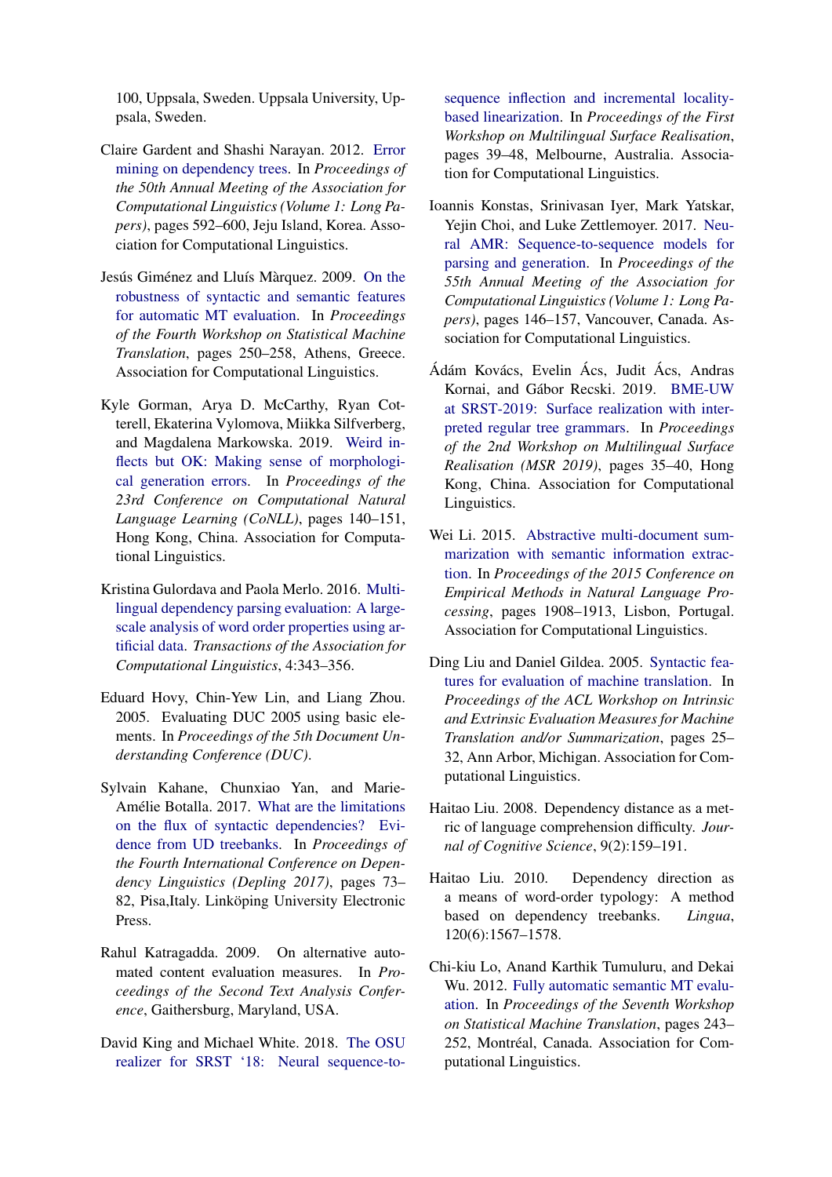100, Uppsala, Sweden. Uppsala University, Uppsala, Sweden.

Claire Gardent and Shashi Narayan. 2012. Error mining on dependency trees. In *Proceedings of the 50th Annual Meeting of the Association for Computational Linguistics (Volume 1: Long Papers)*, pages 592–600, Jeju Island, Korea. Association for Computational Linguistics.

Jesús Giménez and Lluís Màrquez. 2009. On the robustness of syntactic and semantic features for automatic MT evaluation. In *Proceedings of the Fourth Workshop on Statistical Machine Translation*, pages 250–258, Athens, Greece. Association for Computational Linguistics.

Kyle Gorman, Arya D. McCarthy, Ryan Cotterell, Ekaterina Vylomova, Miikka Silfverberg, and Magdalena Markowska. 2019. Weird inflects but OK: Making sense of morphological generation errors. In *Proceedings of the 23rd Conference on Computational Natural Language Learning (CoNLL)*, pages 140–151, Hong Kong, China. Association for Computational Linguistics.

Kristina Gulordava and Paola Merlo. 2016. Multilingual dependency parsing evaluation: A large-scale analysis of word order properties using artificial data. *Transactions of the Association for Computational Linguistics*, 4:343–356.

Eduard Hovy, Chin-Yew Lin, and Liang Zhou. 2005. Evaluating DUC 2005 using basic elements. In *Proceedings of the 5th Document Understanding Conference (DUC)*.

Sylvain Kahane, Chunxiao Yan, and Marie-Amélie Botalla. 2017. What are the limitations on the flux of syntactic dependencies? Evidence from UD treebanks. In *Proceedings of the Fourth International Conference on Dependency Linguistics (Depling 2017)*, pages 73–82, Pisa,Italy. Linköping University Electronic Press.

Rahul Katragadda. 2009. On alternative automated content evaluation measures. In *Proceedings of the Second Text Analysis Conference*, Gaithersburg, Maryland, USA.

David King and Michael White. 2018. The OSU realizer for SRST '18: Neural sequence-to-sequence inflection and incremental locality-based linearization. In *Proceedings of the First Workshop on Multilingual Surface Realisation*, pages 39–48, Melbourne, Australia. Association for Computational Linguistics.

Ioannis Konstas, Srinivasan Iyer, Mark Yatskar, Yejin Choi, and Luke Zettlemoyer. 2017. Neural AMR: Sequence-to-sequence models for parsing and generation. In *Proceedings of the 55th Annual Meeting of the Association for Computational Linguistics (Volume 1: Long Papers)*, pages 146–157, Vancouver, Canada. Association for Computational Linguistics.

Ádám Kovács, Evelin Ács, Judit Ács, Andras Kornai, and Gábor Recski. 2019. BME-UW at SRST-2019: Surface realization with interpreted regular tree grammars. In *Proceedings of the 2nd Workshop on Multilingual Surface Realisation (MSR 2019)*, pages 35–40, Hong Kong, China. Association for Computational Linguistics.

Wei Li. 2015. Abstractive multi-document summarization with semantic information extraction. In *Proceedings of the 2015 Conference on Empirical Methods in Natural Language Processing*, pages 1908–1913, Lisbon, Portugal. Association for Computational Linguistics.

Ding Liu and Daniel Gildea. 2005. Syntactic features for evaluation of machine translation. In *Proceedings of the ACL Workshop on Intrinsic and Extrinsic Evaluation Measures for Machine Translation and/or Summarization*, pages 25–32, Ann Arbor, Michigan. Association for Computational Linguistics.

Haitao Liu. 2008. Dependency distance as a metric of language comprehension difficulty. *Journal of Cognitive Science*, 9(2):159–191.

Haitao Liu. 2010. Dependency direction as a means of word-order typology: A method based on dependency treebanks. *Lingua*, 120(6):1567–1578.

Chi-kiu Lo, Anand Karthik Tumuluru, and Dekai Wu. 2012. Fully automatic semantic MT evaluation. In *Proceedings of the Seventh Workshop on Statistical Machine Translation*, pages 243–252, Montréal, Canada. Association for Computational Linguistics.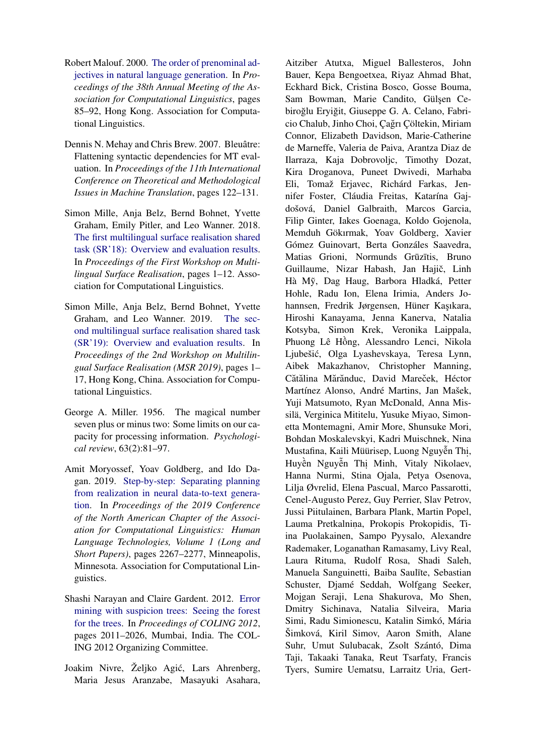Robert Malouf. 2000. The order of prenominal adjectives in natural language generation. In *Proceedings of the 38th Annual Meeting of the Association for Computational Linguistics*, pages 85–92, Hong Kong. Association for Computational Linguistics.

Dennis N. Mehay and Chris Brew. 2007. Bleuâtre: Flattening syntactic dependencies for MT evaluation. In *Proceedings of the 11th International Conference on Theoretical and Methodological Issues in Machine Translation*, pages 122–131.

Simon Mille, Anja Belz, Bernd Bohnet, Yvette Graham, Emily Pitler, and Leo Wanner. 2018. The first multilingual surface realisation shared task (SR'18): Overview and evaluation results. In *Proceedings of the First Workshop on Multilingual Surface Realisation*, pages 1–12. Association for Computational Linguistics.

Simon Mille, Anja Belz, Bernd Bohnet, Yvette Graham, and Leo Wanner. 2019. The second multilingual surface realisation shared task (SR'19): Overview and evaluation results. In *Proceedings of the 2nd Workshop on Multilingual Surface Realisation (MSR 2019)*, pages 1–17, Hong Kong, China. Association for Computational Linguistics.

George A. Miller. 1956. The magical number seven plus or minus two: Some limits on our capacity for processing information. *Psychological review*, 63(2):81–97.

Amit Moryossef, Yoav Goldberg, and Ido Dagan. 2019. Step-by-step: Separating planning from realization in neural data-to-text generation. In *Proceedings of the 2019 Conference of the North American Chapter of the Association for Computational Linguistics: Human Language Technologies, Volume 1 (Long and Short Papers)*, pages 2267–2277, Minneapolis, Minnesota. Association for Computational Linguistics.

Shashi Narayan and Claire Gardent. 2012. Error mining with suspicion trees: Seeing the forest for the trees. In *Proceedings of COLING 2012*, pages 2011–2026, Mumbai, India. The COLING 2012 Organizing Committee.

Joakim Nivre, Željko Agić, Lars Ahrenberg, Maria Jesus Aranzabe, Masayuki Asahara, Aitziber Atutxa, Miguel Ballesteros, John Bauer, Kepa Bengoetxea, Riyaz Ahmad Bhat, Eckhard Bick, Cristina Bosco, Gosse Bouma, Sam Bowman, Marie Candito, Gülşen Cebiroğlu Eryiğit, Giuseppe G. A. Celano, Fabricio Chalub, Jinho Choi, Çağrı Çöltekin, Miriam Connor, Elizabeth Davidson, Marie-Catherine de Marneffe, Valeria de Paiva, Arantza Diaz de Ilarraza, Kaja Dobrovoljc, Timothy Dozat, Kira Droganova, Puneet Dwivedi, Marhaba Eli, Tomaž Erjavec, Richárd Farkas, Jennifer Foster, Cláudia Freitas, Katarína Gajdošová, Daniel Galbraith, Marcos Garcia, Filip Ginter, Iakes Goenaga, Koldo Gojenola, Memduh Gökırmak, Yoav Goldberg, Xavier Gómez Guinovart, Berta Gonzáles Saavedra, Matias Grioni, Normunds Grūzītis, Bruno Guillaume, Nizar Habash, Jan Hajič, Linh Hà Mỹ, Dag Haug, Barbora Hladká, Petter Hohle, Radu Ion, Elena Irimia, Anders Johannsen, Fredrik Jørgensen, Hüner Kaşıkara, Hiroshi Kanayama, Jenna Kanerva, Natalia Kotsyba, Simon Krek, Veronika Laippala, Phuong Lê Hồng, Alessandro Lenci, Nikola Ljubešić, Olga Lyashevskaya, Teresa Lynn, Aibek Makazhanov, Christopher Manning, Cătălina Mărănduc, David Mareček, Héctor Martínez Alonso, André Martins, Jan Mašek, Yuji Matsumoto, Ryan McDonald, Anna Missilä, Verginica Mititelu, Yusuke Miyao, Simonetta Montemagni, Amir More, Shunsuke Mori, Bohdan Moskalevskyi, Kadri Muischnek, Nina Mustafina, Kaili Müürisep, Luong Nguyễn Thị, Huyền Nguyễn Thị Minh, Vitaly Nikolaev, Hanna Nurmi, Stina Ojala, Petya Osenova, Lilja Øvrelid, Elena Pascual, Marco Passarotti, Cenel-Augusto Perez, Guy Perrier, Slav Petrov, Jussi Piitulainen, Barbara Plank, Martin Popel, Lauma Pretkalniņa, Prokopis Prokopidis, Tiina Puolakainen, Sampo Pyysalo, Alexandre Rademaker, Loganathan Ramasamy, Livy Real, Laura Rituma, Rudolf Rosa, Shadi Saleh, Manuela Sanguinetti, Baiba Saulīte, Sebastian Schuster, Djamé Seddah, Wolfgang Seeker, Mojgan Seraji, Lena Shakurova, Mo Shen, Dmitry Sichinava, Natalia Silveira, Maria Simi, Radu Simionescu, Katalin Simkó, Mária Šimková, Kiril Simov, Aaron Smith, Alane Suhr, Umut Sulubacak, Zsolt Szántó, Dima Taji, Takaaki Tanaka, Reut Tsarfaty, Francis Tyers, Sumire Uematsu, Larraitz Uria, Gert-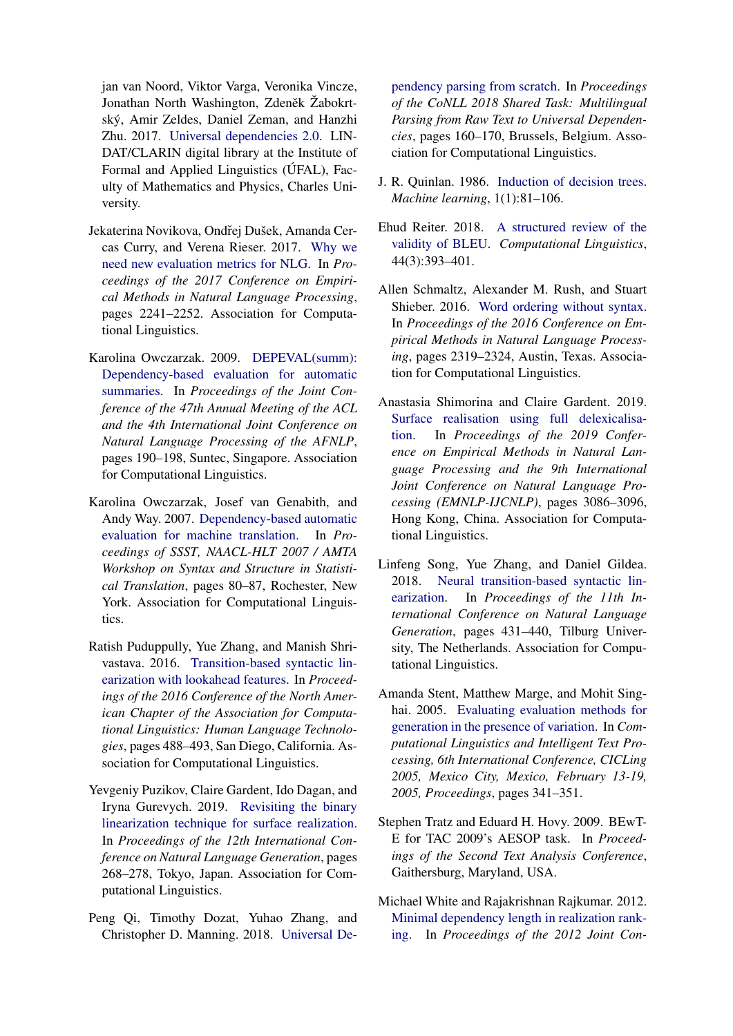jan van Noord, Viktor Varga, Veronika Vincze, Jonathan North Washington, Zdeněk Žabokrtský, Amir Zeldes, Daniel Zeman, and Hanzhi Zhu. 2017. Universal dependencies 2.0. LINDAT/CLARIN digital library at the Institute of Formal and Applied Linguistics (ÚFAL), Faculty of Mathematics and Physics, Charles University.

Jekaterina Novikova, Ondřej Dušek, Amanda Cercas Curry, and Verena Rieser. 2017. Why we need new evaluation metrics for NLG. In *Proceedings of the 2017 Conference on Empirical Methods in Natural Language Processing*, pages 2241–2252. Association for Computational Linguistics.

Karolina Owczarzak. 2009. DEPEVAL(summ): Dependency-based evaluation for automatic summaries. In *Proceedings of the Joint Conference of the 47th Annual Meeting of the ACL and the 4th International Joint Conference on Natural Language Processing of the AFNLP*, pages 190–198, Suntec, Singapore. Association for Computational Linguistics.

Karolina Owczarzak, Josef van Genabith, and Andy Way. 2007. Dependency-based automatic evaluation for machine translation. In *Proceedings of SSST, NAACL-HLT 2007 / AMTA Workshop on Syntax and Structure in Statistical Translation*, pages 80–87, Rochester, New York. Association for Computational Linguistics.

Ratish Puduppully, Yue Zhang, and Manish Shrivastava. 2016. Transition-based syntactic linearization with lookahead features. In *Proceedings of the 2016 Conference of the North American Chapter of the Association for Computational Linguistics: Human Language Technologies*, pages 488–493, San Diego, California. Association for Computational Linguistics.

Yevgeniy Puzikov, Claire Gardent, Ido Dagan, and Iryna Gurevych. 2019. Revisiting the binary linearization technique for surface realization. In *Proceedings of the 12th International Conference on Natural Language Generation*, pages 268–278, Tokyo, Japan. Association for Computational Linguistics.

Peng Qi, Timothy Dozat, Yuhao Zhang, and Christopher D. Manning. 2018. Universal Dependency parsing from scratch. In *Proceedings of the CoNLL 2018 Shared Task: Multilingual Parsing from Raw Text to Universal Dependencies*, pages 160–170, Brussels, Belgium. Association for Computational Linguistics.

J. R. Quinlan. 1986. Induction of decision trees. *Machine learning*, 1(1):81–106.

Ehud Reiter. 2018. A structured review of the validity of BLEU. *Computational Linguistics*, 44(3):393–401.

Allen Schmaltz, Alexander M. Rush, and Stuart Shieber. 2016. Word ordering without syntax. In *Proceedings of the 2016 Conference on Empirical Methods in Natural Language Processing*, pages 2319–2324, Austin, Texas. Association for Computational Linguistics.

Anastasia Shimorina and Claire Gardent. 2019. Surface realisation using full delexicalisation. In *Proceedings of the 2019 Conference on Empirical Methods in Natural Language Processing and the 9th International Joint Conference on Natural Language Processing (EMNLP-IJCNLP)*, pages 3086–3096, Hong Kong, China. Association for Computational Linguistics.

Linfeng Song, Yue Zhang, and Daniel Gildea. 2018. Neural transition-based syntactic linearization. In *Proceedings of the 11th International Conference on Natural Language Generation*, pages 431–440, Tilburg University, The Netherlands. Association for Computational Linguistics.

Amanda Stent, Matthew Marge, and Mohit Singhai. 2005. Evaluating evaluation methods for generation in the presence of variation. In *Computational Linguistics and Intelligent Text Processing, 6th International Conference, CICLing 2005, Mexico City, Mexico, February 13-19, 2005, Proceedings*, pages 341–351.

Stephen Tratz and Eduard H. Hovy. 2009. BEwT-E for TAC 2009's AESOP task. In *Proceedings of the Second Text Analysis Conference*, Gaithersburg, Maryland, USA.

Michael White and Rajakrishnan Rajkumar. 2012. Minimal dependency length in realization ranking. In *Proceedings of the 2012 Joint Con-*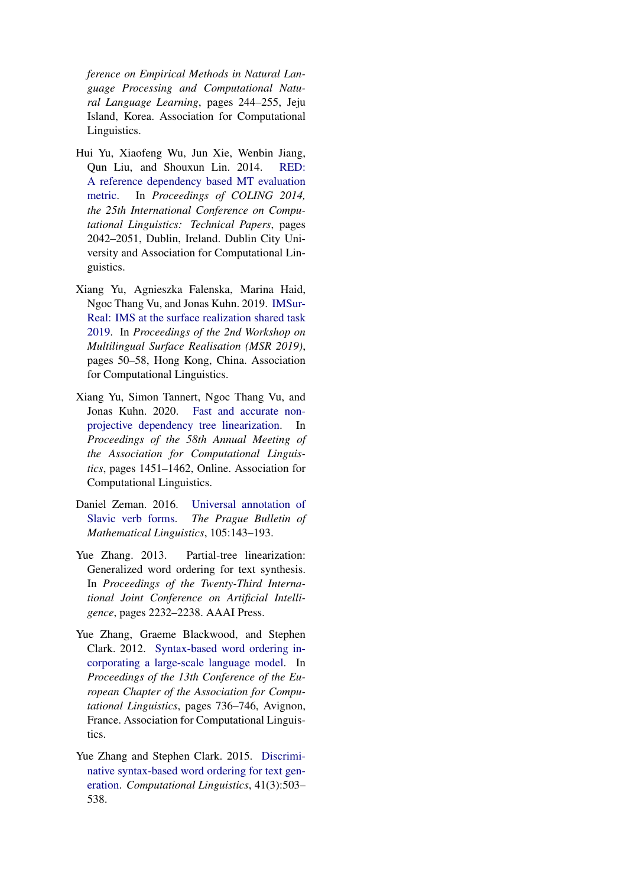*ference on Empirical Methods in Natural Language Processing and Computational Natural Language Learning*, pages 244–255, Jeju Island, Korea. Association for Computational Linguistics.

Hui Yu, Xiaofeng Wu, Jun Xie, Wenbin Jiang, Qun Liu, and Shouxun Lin. 2014. RED: A reference dependency based MT evaluation metric. In *Proceedings of COLING 2014, the 25th International Conference on Computational Linguistics: Technical Papers*, pages 2042–2051, Dublin, Ireland. Dublin City University and Association for Computational Linguistics.

Xiang Yu, Agnieszka Falenska, Marina Haid, Ngoc Thang Vu, and Jonas Kuhn. 2019. IMSurReal: IMS at the surface realization shared task 2019. In *Proceedings of the 2nd Workshop on Multilingual Surface Realisation (MSR 2019)*, pages 50–58, Hong Kong, China. Association for Computational Linguistics.

Xiang Yu, Simon Tannert, Ngoc Thang Vu, and Jonas Kuhn. 2020. Fast and accurate non-projective dependency tree linearization. In *Proceedings of the 58th Annual Meeting of the Association for Computational Linguistics*, pages 1451–1462, Online. Association for Computational Linguistics.

Daniel Zeman. 2016. Universal annotation of Slavic verb forms. *The Prague Bulletin of Mathematical Linguistics*, 105:143–193.

Yue Zhang. 2013. Partial-tree linearization: Generalized word ordering for text synthesis. In *Proceedings of the Twenty-Third International Joint Conference on Artificial Intelligence*, pages 2232–2238. AAAI Press.

Yue Zhang, Graeme Blackwood, and Stephen Clark. 2012. Syntax-based word ordering incorporating a large-scale language model. In *Proceedings of the 13th Conference of the European Chapter of the Association for Computational Linguistics*, pages 736–746, Avignon, France. Association for Computational Linguistics.

Yue Zhang and Stephen Clark. 2015. Discriminative syntax-based word ordering for text generation. *Computational Linguistics*, 41(3):503–538.